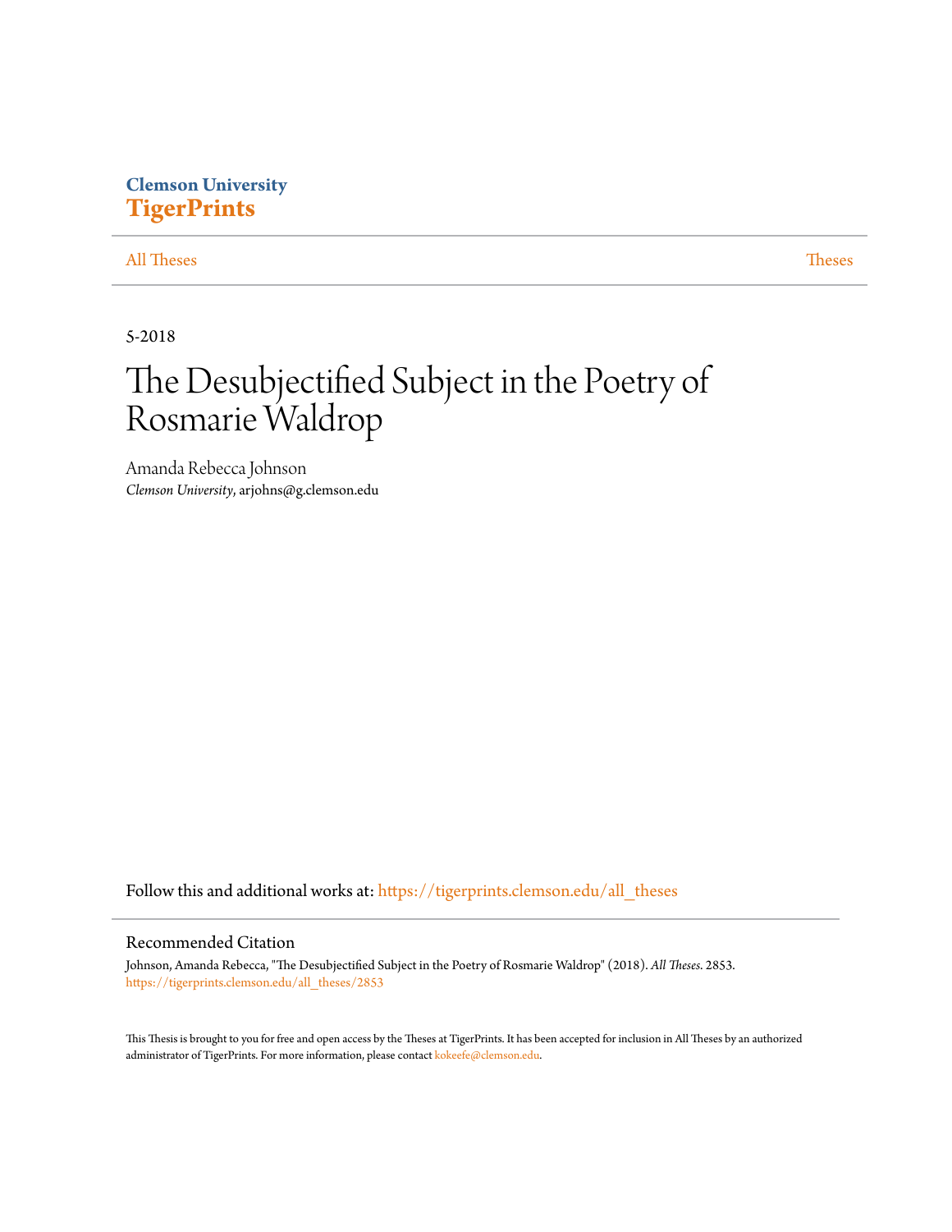Clemson University
**TigerPrints**

All Theses | Theses

5-2018

# The Desubjectified Subject in the Poetry of Rosmarie Waldrop

Amanda Rebecca Johnson
*Clemson University*, arjohns@g.clemson.edu

Follow this and additional works at: https://tigerprints.clemson.edu/all_theses

## Recommended Citation

Johnson, Amanda Rebecca, "The Desubjectified Subject in the Poetry of Rosmarie Waldrop" (2018). *All Theses*. 2853.
https://tigerprints.clemson.edu/all_theses/2853

This Thesis is brought to you for free and open access by the Theses at TigerPrints. It has been accepted for inclusion in All Theses by an authorized administrator of TigerPrints. For more information, please contact kokeefe@clemson.edu.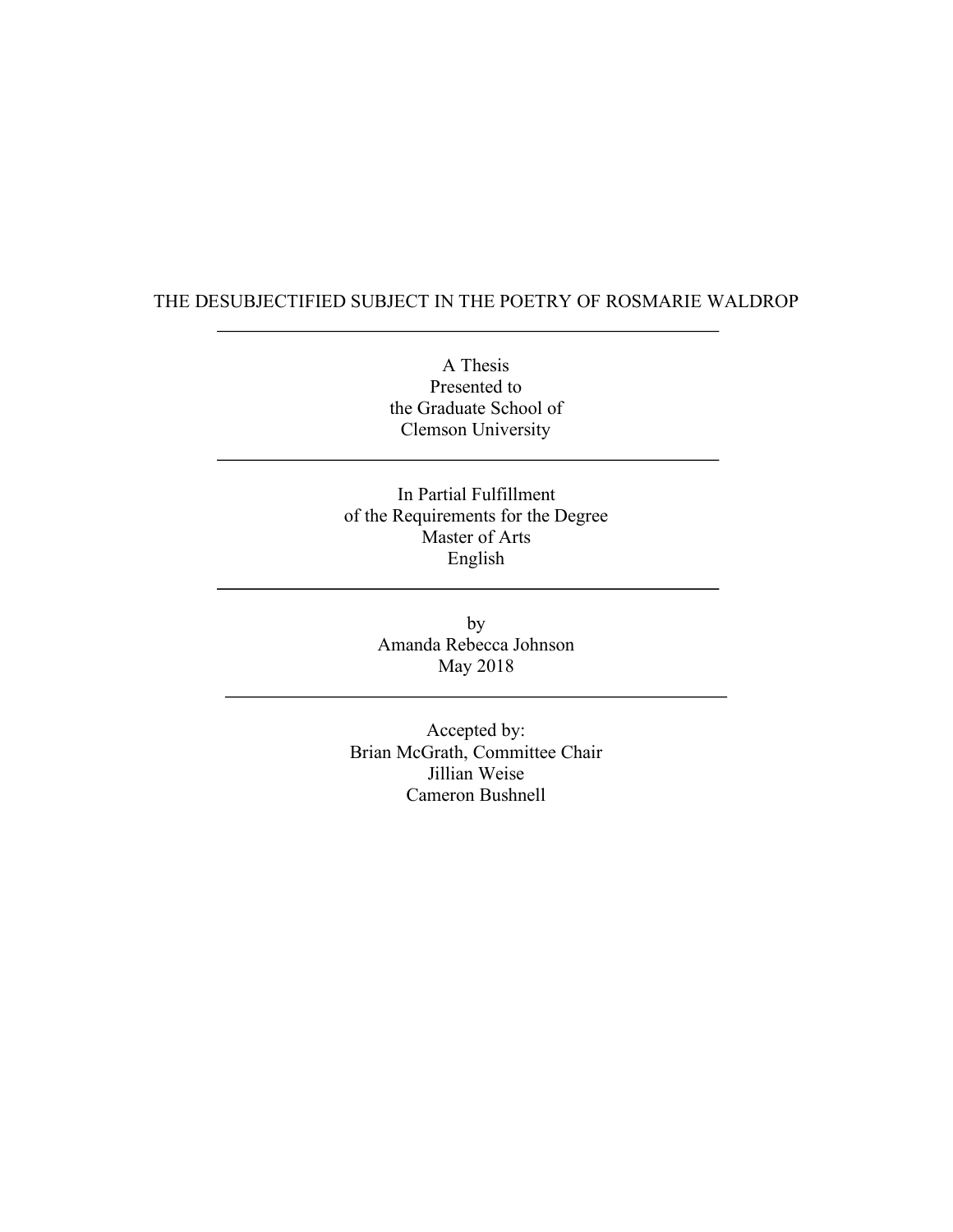# THE DESUBJECTIFIED SUBJECT IN THE POETRY OF ROSMARIE WALDROP

---

A Thesis
Presented to
the Graduate School of
Clemson University

---

In Partial Fulfillment
of the Requirements for the Degree
Master of Arts
English

---

by
Amanda Rebecca Johnson
May 2018

---

Accepted by:
Brian McGrath, Committee Chair
Jillian Weise
Cameron Bushnell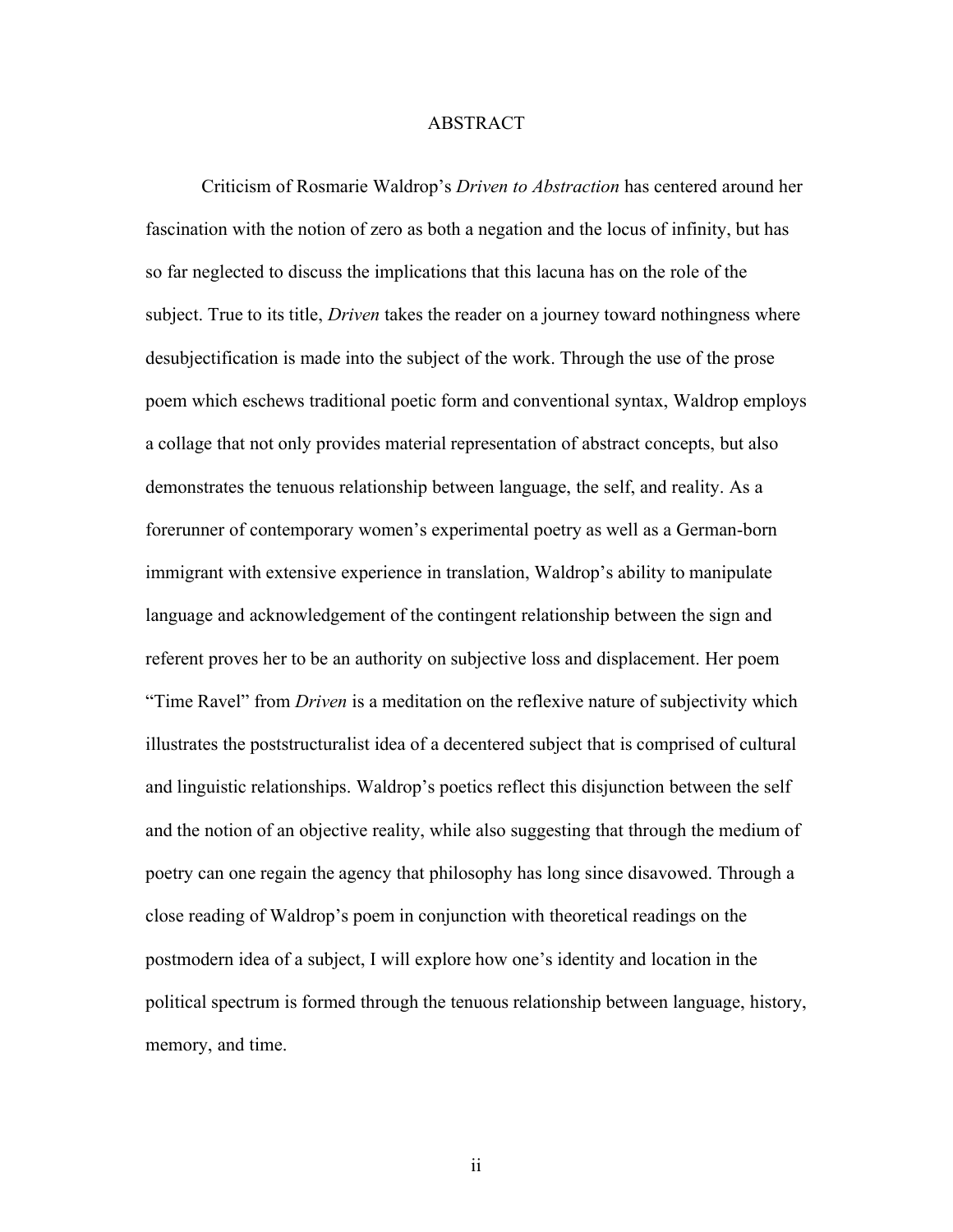# ABSTRACT

Criticism of Rosmarie Waldrop's *Driven to Abstraction* has centered around her fascination with the notion of zero as both a negation and the locus of infinity, but has so far neglected to discuss the implications that this lacuna has on the role of the subject. True to its title, *Driven* takes the reader on a journey toward nothingness where desubjectification is made into the subject of the work. Through the use of the prose poem which eschews traditional poetic form and conventional syntax, Waldrop employs a collage that not only provides material representation of abstract concepts, but also demonstrates the tenuous relationship between language, the self, and reality. As a forerunner of contemporary women's experimental poetry as well as a German-born immigrant with extensive experience in translation, Waldrop's ability to manipulate language and acknowledgement of the contingent relationship between the sign and referent proves her to be an authority on subjective loss and displacement. Her poem "Time Ravel" from *Driven* is a meditation on the reflexive nature of subjectivity which illustrates the poststructuralist idea of a decentered subject that is comprised of cultural and linguistic relationships. Waldrop's poetics reflect this disjunction between the self and the notion of an objective reality, while also suggesting that through the medium of poetry can one regain the agency that philosophy has long since disavowed. Through a close reading of Waldrop's poem in conjunction with theoretical readings on the postmodern idea of a subject, I will explore how one's identity and location in the political spectrum is formed through the tenuous relationship between language, history, memory, and time.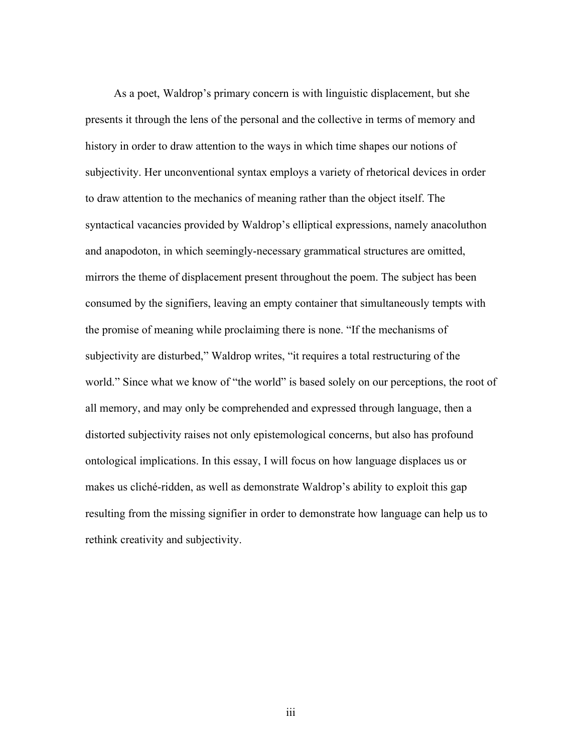As a poet, Waldrop's primary concern is with linguistic displacement, but she presents it through the lens of the personal and the collective in terms of memory and history in order to draw attention to the ways in which time shapes our notions of subjectivity. Her unconventional syntax employs a variety of rhetorical devices in order to draw attention to the mechanics of meaning rather than the object itself. The syntactical vacancies provided by Waldrop's elliptical expressions, namely anacoluthon and anapodoton, in which seemingly-necessary grammatical structures are omitted, mirrors the theme of displacement present throughout the poem. The subject has been consumed by the signifiers, leaving an empty container that simultaneously tempts with the promise of meaning while proclaiming there is none. "If the mechanisms of subjectivity are disturbed," Waldrop writes, "it requires a total restructuring of the world." Since what we know of "the world" is based solely on our perceptions, the root of all memory, and may only be comprehended and expressed through language, then a distorted subjectivity raises not only epistemological concerns, but also has profound ontological implications. In this essay, I will focus on how language displaces us or makes us cliché-ridden, as well as demonstrate Waldrop's ability to exploit this gap resulting from the missing signifier in order to demonstrate how language can help us to rethink creativity and subjectivity.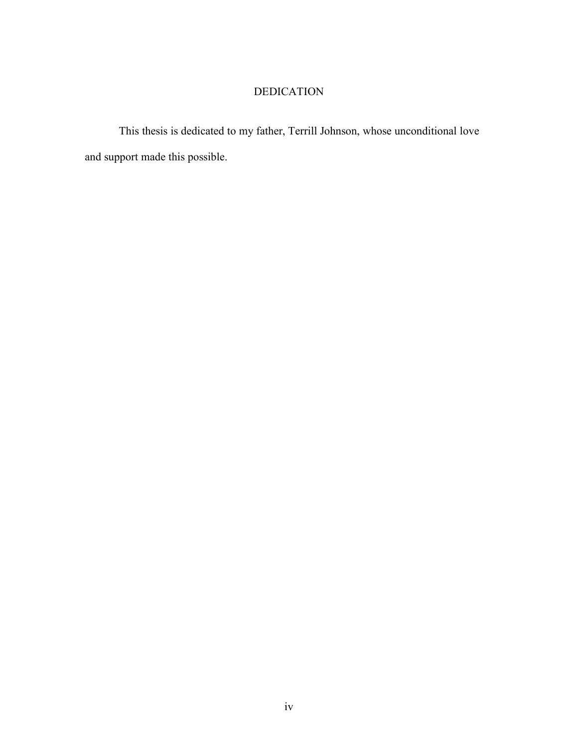# DEDICATION

This thesis is dedicated to my father, Terrill Johnson, whose unconditional love and support made this possible.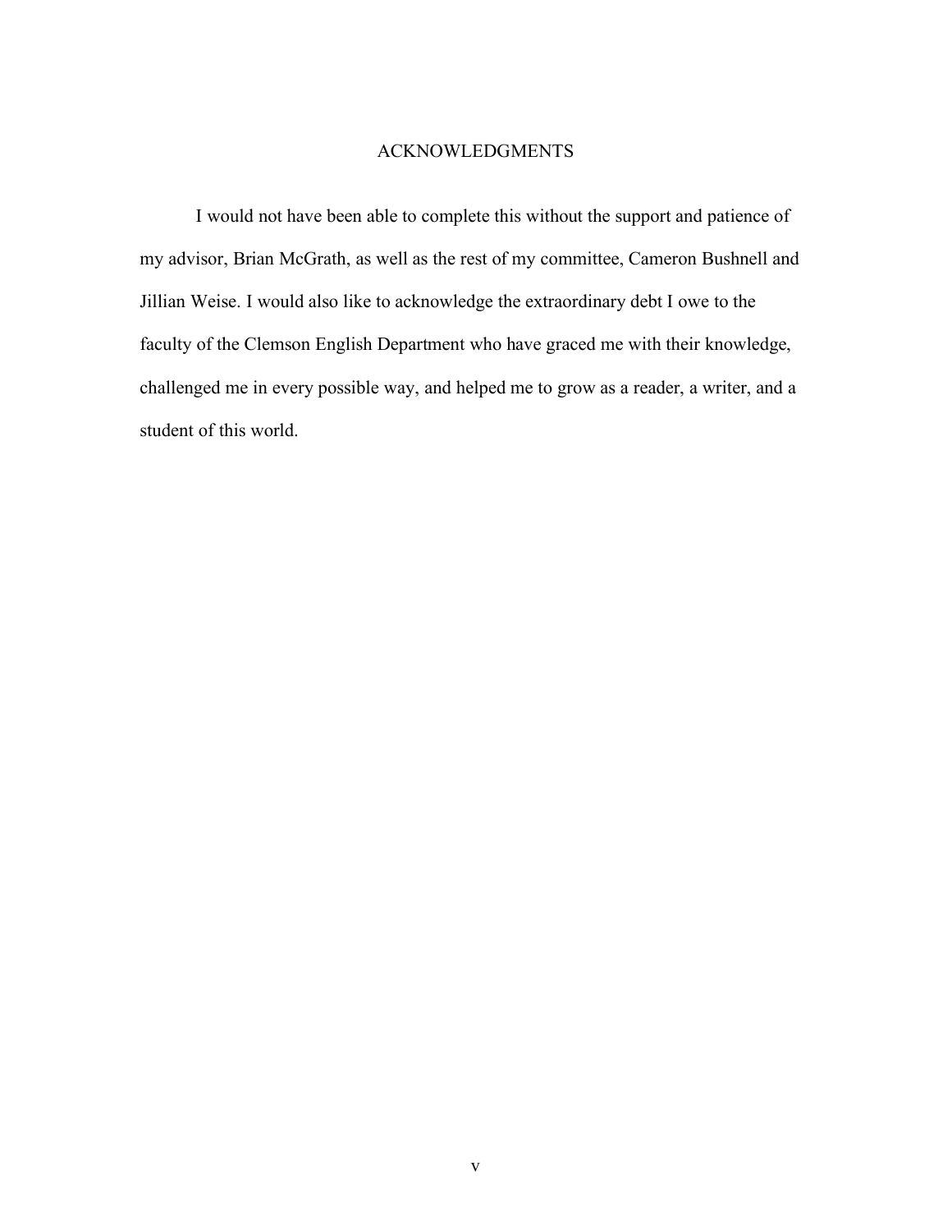# ACKNOWLEDGMENTS

I would not have been able to complete this without the support and patience of my advisor, Brian McGrath, as well as the rest of my committee, Cameron Bushnell and Jillian Weise. I would also like to acknowledge the extraordinary debt I owe to the faculty of the Clemson English Department who have graced me with their knowledge, challenged me in every possible way, and helped me to grow as a reader, a writer, and a student of this world.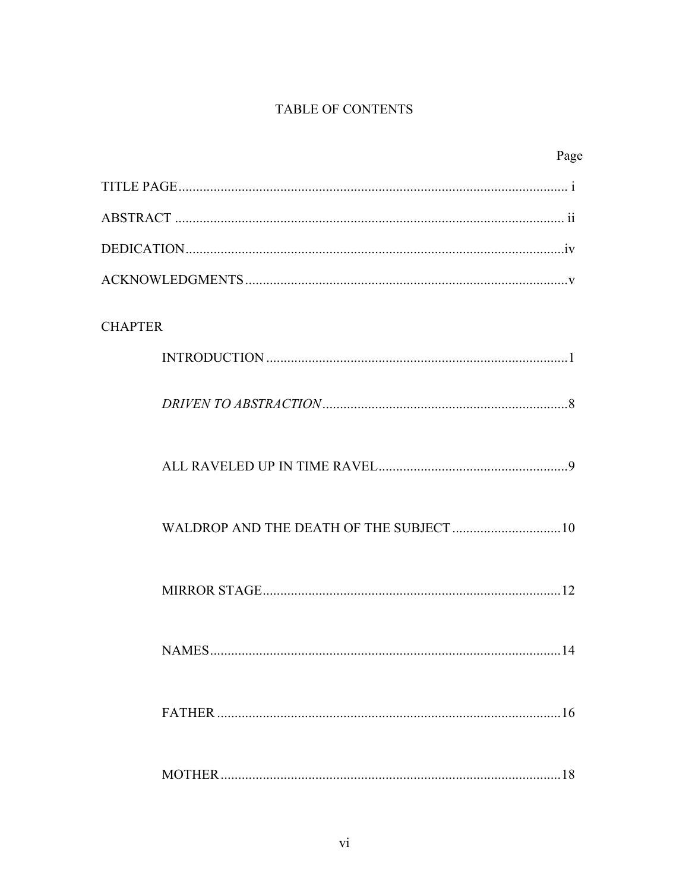# TABLE OF CONTENTS

| | Page |
|---|---|
| TITLE PAGE | i |
| ABSTRACT | ii |
| DEDICATION | iv |
| ACKNOWLEDGMENTS | v |
| **CHAPTER** | |
| INTRODUCTION | 1 |
| *DRIVEN TO ABSTRACTION* | 8 |
| ALL RAVELED UP IN TIME RAVEL | 9 |
| WALDROP AND THE DEATH OF THE SUBJECT | 10 |
| MIRROR STAGE | 12 |
| NAMES | 14 |
| FATHER | 16 |
| MOTHER | 18 |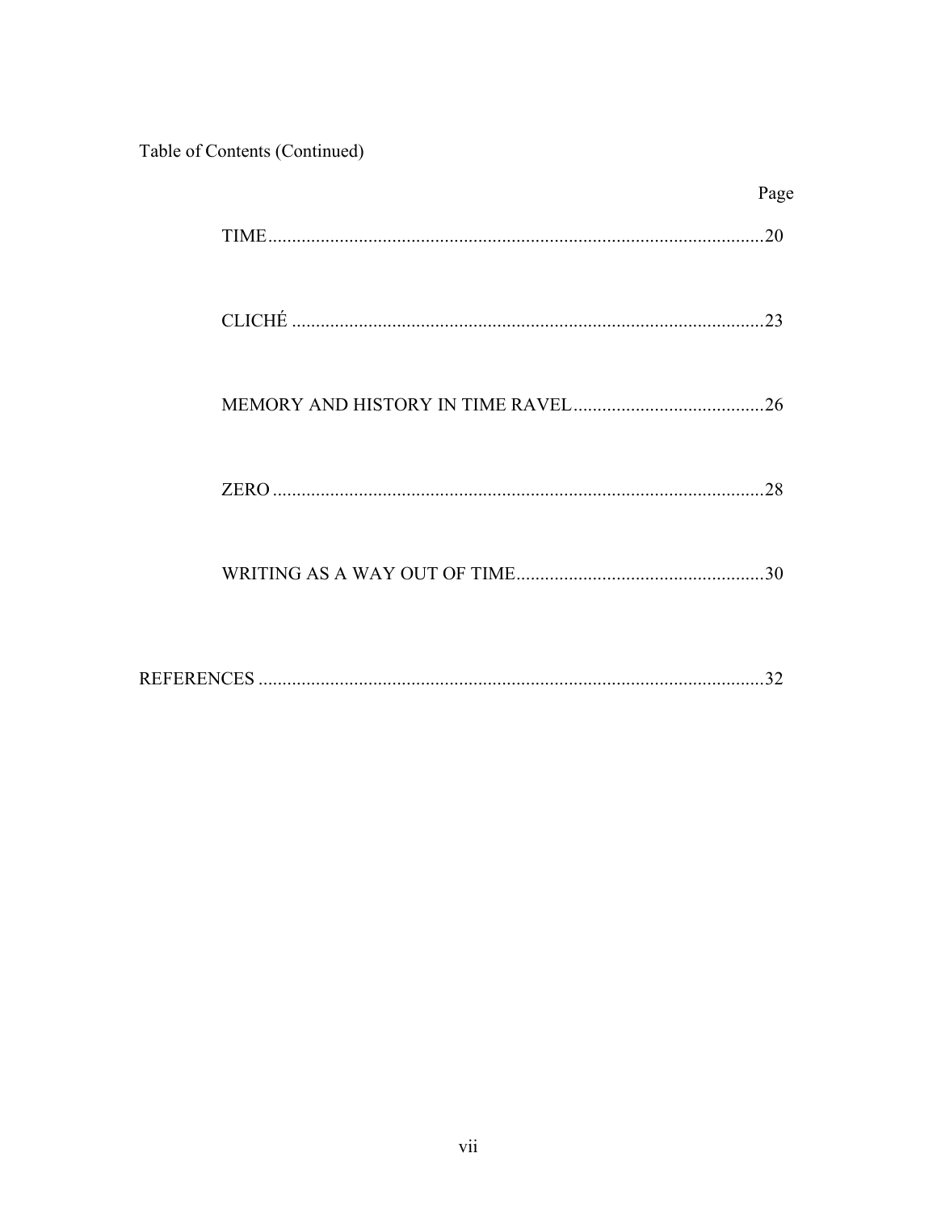Table of Contents (Continued)

| | Page |
|---|---|
| TIME | 20 |
| CLICHÉ | 23 |
| MEMORY AND HISTORY IN TIME RAVEL | 26 |
| ZERO | 28 |
| WRITING AS A WAY OUT OF TIME | 30 |
| REFERENCES | 32 |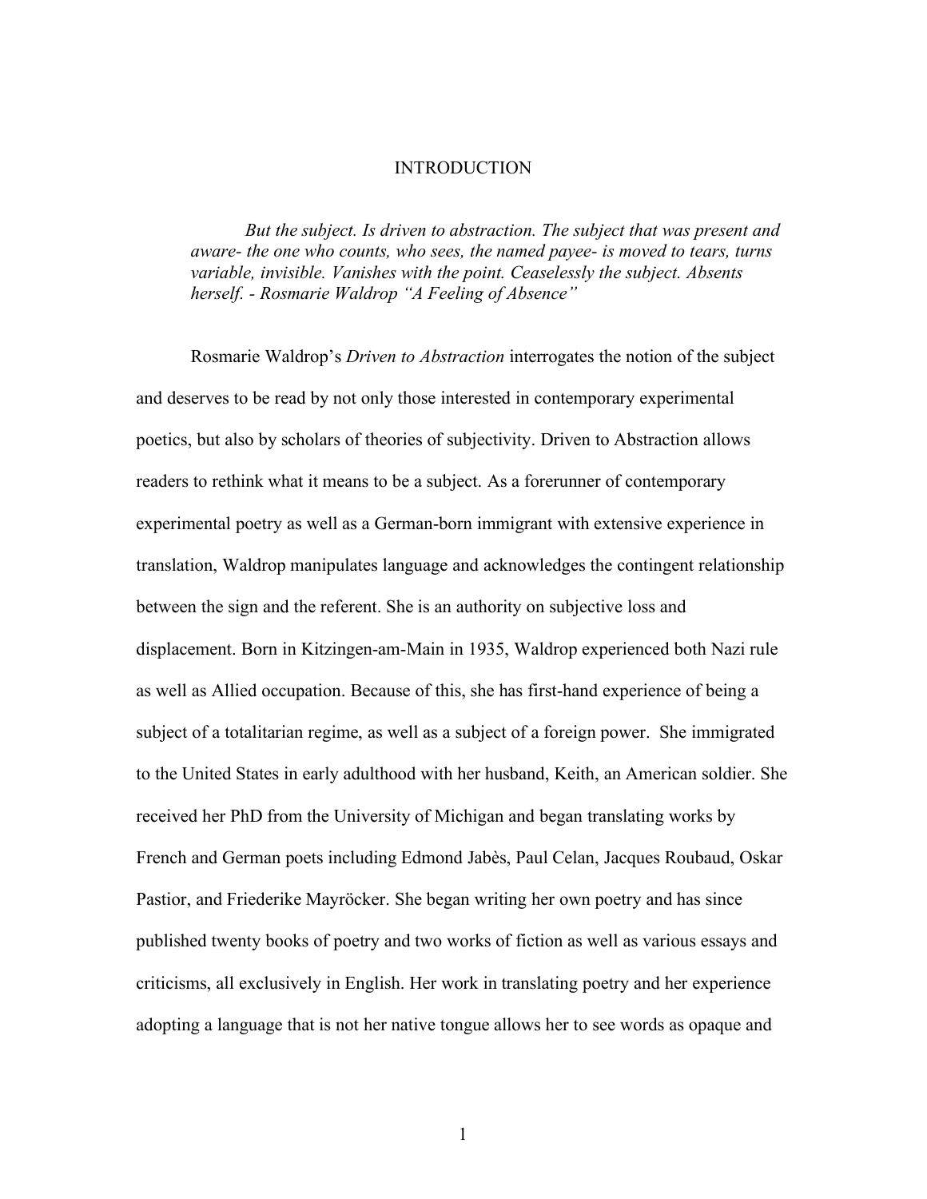# INTRODUCTION

> *But the subject. Is driven to abstraction. The subject that was present and aware- the one who counts, who sees, the named payee- is moved to tears, turns variable, invisible. Vanishes with the point. Ceaselessly the subject. Absents herself. - Rosmarie Waldrop "A Feeling of Absence"*

Rosmarie Waldrop's *Driven to Abstraction* interrogates the notion of the subject and deserves to be read by not only those interested in contemporary experimental poetics, but also by scholars of theories of subjectivity. Driven to Abstraction allows readers to rethink what it means to be a subject. As a forerunner of contemporary experimental poetry as well as a German-born immigrant with extensive experience in translation, Waldrop manipulates language and acknowledges the contingent relationship between the sign and the referent. She is an authority on subjective loss and displacement. Born in Kitzingen-am-Main in 1935, Waldrop experienced both Nazi rule as well as Allied occupation. Because of this, she has first-hand experience of being a subject of a totalitarian regime, as well as a subject of a foreign power. She immigrated to the United States in early adulthood with her husband, Keith, an American soldier. She received her PhD from the University of Michigan and began translating works by French and German poets including Edmond Jabès, Paul Celan, Jacques Roubaud, Oskar Pastior, and Friederike Mayröcker. She began writing her own poetry and has since published twenty books of poetry and two works of fiction as well as various essays and criticisms, all exclusively in English. Her work in translating poetry and her experience adopting a language that is not her native tongue allows her to see words as opaque and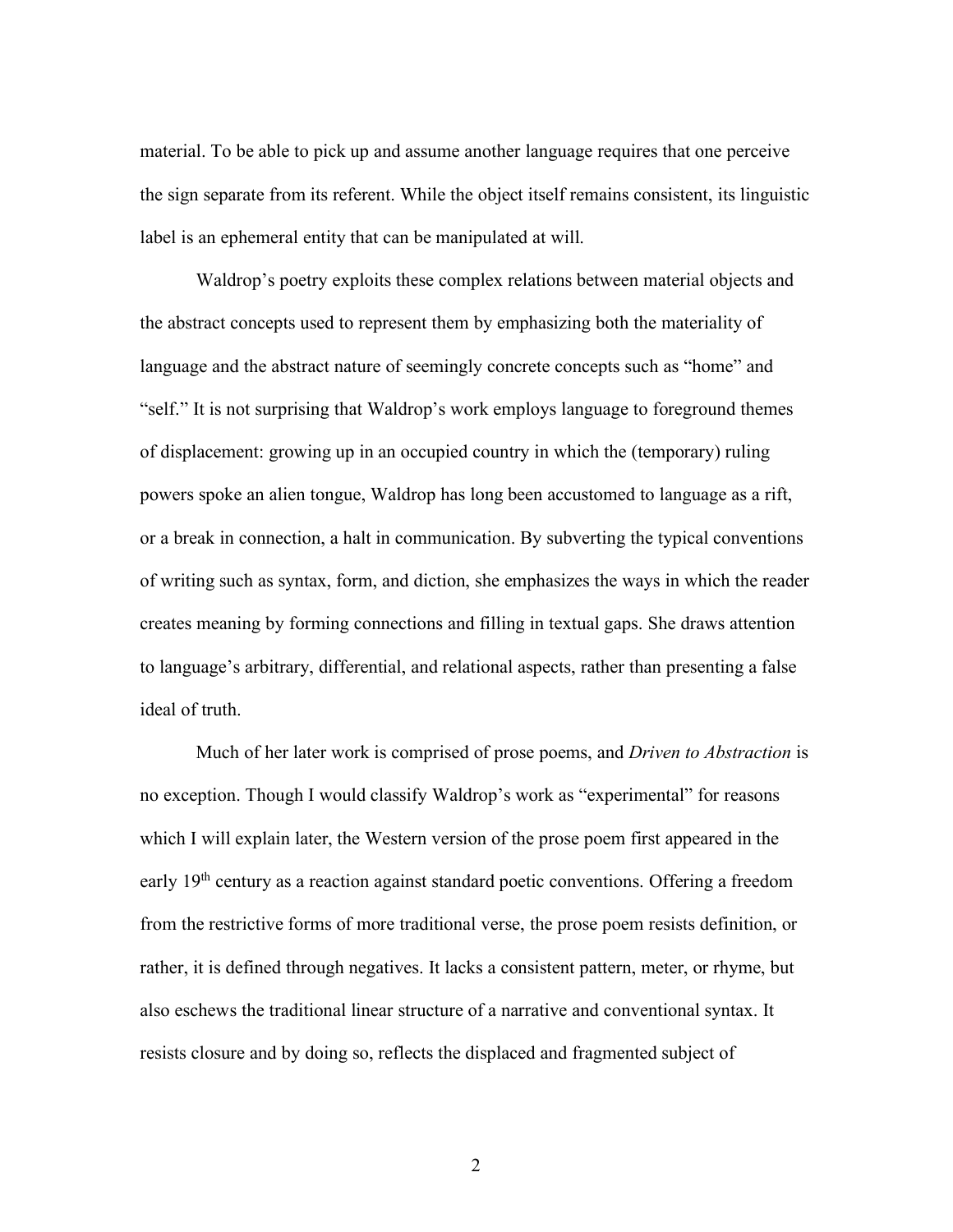material. To be able to pick up and assume another language requires that one perceive the sign separate from its referent. While the object itself remains consistent, its linguistic label is an ephemeral entity that can be manipulated at will.

Waldrop's poetry exploits these complex relations between material objects and the abstract concepts used to represent them by emphasizing both the materiality of language and the abstract nature of seemingly concrete concepts such as "home" and "self." It is not surprising that Waldrop's work employs language to foreground themes of displacement: growing up in an occupied country in which the (temporary) ruling powers spoke an alien tongue, Waldrop has long been accustomed to language as a rift, or a break in connection, a halt in communication. By subverting the typical conventions of writing such as syntax, form, and diction, she emphasizes the ways in which the reader creates meaning by forming connections and filling in textual gaps. She draws attention to language's arbitrary, differential, and relational aspects, rather than presenting a false ideal of truth.

Much of her later work is comprised of prose poems, and *Driven to Abstraction* is no exception. Though I would classify Waldrop's work as "experimental" for reasons which I will explain later, the Western version of the prose poem first appeared in the early 19th century as a reaction against standard poetic conventions. Offering a freedom from the restrictive forms of more traditional verse, the prose poem resists definition, or rather, it is defined through negatives. It lacks a consistent pattern, meter, or rhyme, but also eschews the traditional linear structure of a narrative and conventional syntax. It resists closure and by doing so, reflects the displaced and fragmented subject of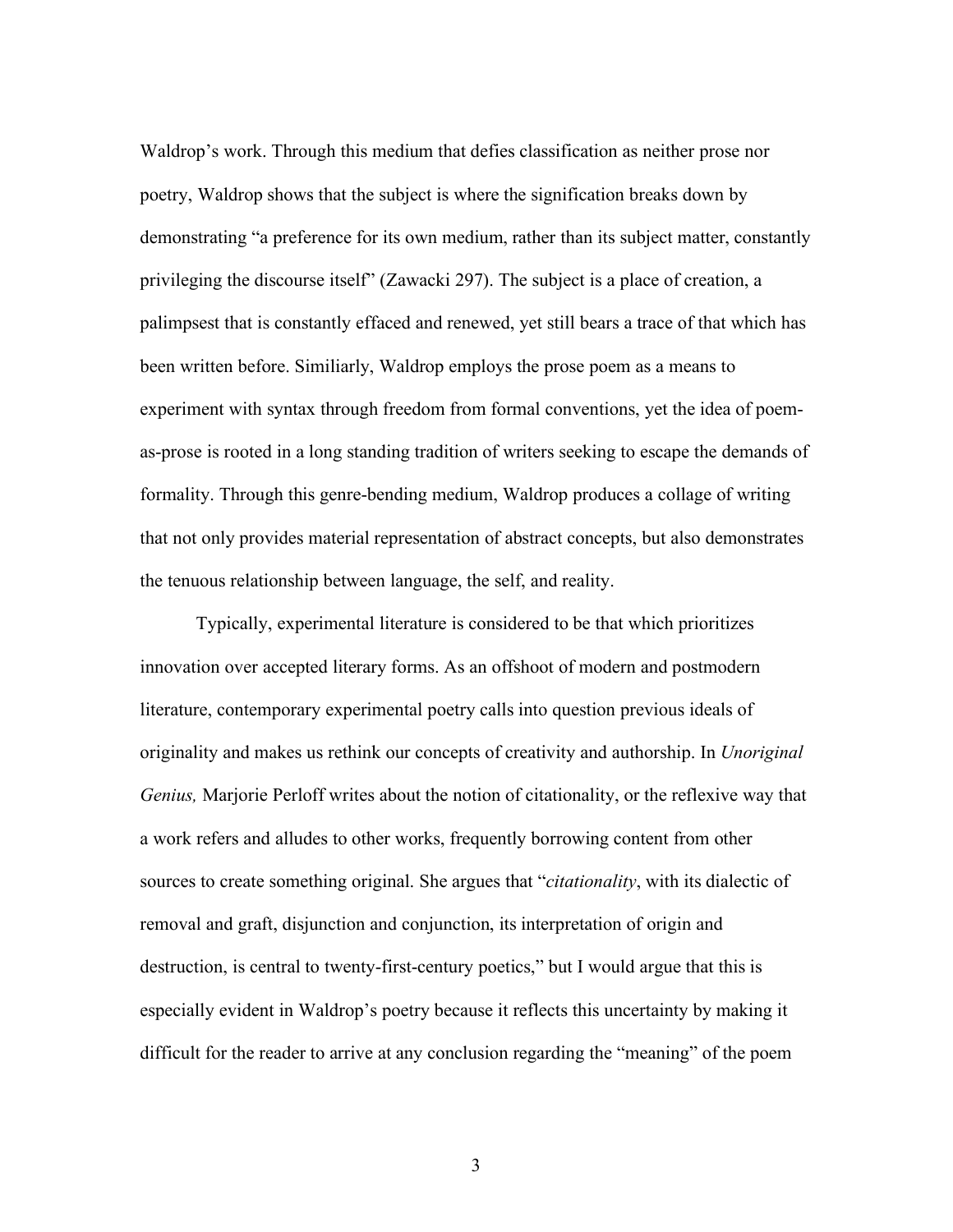Waldrop's work. Through this medium that defies classification as neither prose nor poetry, Waldrop shows that the subject is where the signification breaks down by demonstrating "a preference for its own medium, rather than its subject matter, constantly privileging the discourse itself" (Zawacki 297). The subject is a place of creation, a palimpsest that is constantly effaced and renewed, yet still bears a trace of that which has been written before. Similiarly, Waldrop employs the prose poem as a means to experiment with syntax through freedom from formal conventions, yet the idea of poem-as-prose is rooted in a long standing tradition of writers seeking to escape the demands of formality. Through this genre-bending medium, Waldrop produces a collage of writing that not only provides material representation of abstract concepts, but also demonstrates the tenuous relationship between language, the self, and reality.

Typically, experimental literature is considered to be that which prioritizes innovation over accepted literary forms. As an offshoot of modern and postmodern literature, contemporary experimental poetry calls into question previous ideals of originality and makes us rethink our concepts of creativity and authorship. In *Unoriginal Genius,* Marjorie Perloff writes about the notion of citationality, or the reflexive way that a work refers and alludes to other works, frequently borrowing content from other sources to create something original. She argues that "*citationality*, with its dialectic of removal and graft, disjunction and conjunction, its interpretation of origin and destruction, is central to twenty-first-century poetics," but I would argue that this is especially evident in Waldrop's poetry because it reflects this uncertainty by making it difficult for the reader to arrive at any conclusion regarding the "meaning" of the poem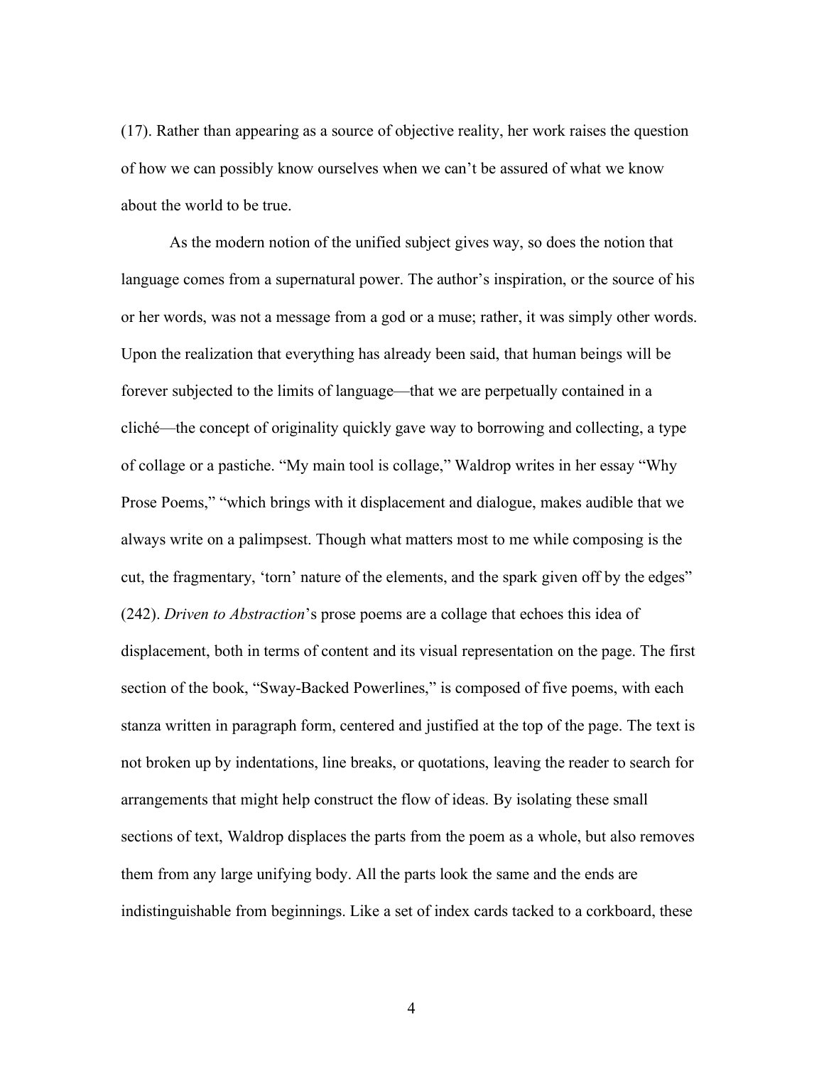(17). Rather than appearing as a source of objective reality, her work raises the question of how we can possibly know ourselves when we can't be assured of what we know about the world to be true.

As the modern notion of the unified subject gives way, so does the notion that language comes from a supernatural power. The author's inspiration, or the source of his or her words, was not a message from a god or a muse; rather, it was simply other words. Upon the realization that everything has already been said, that human beings will be forever subjected to the limits of language—that we are perpetually contained in a cliché—the concept of originality quickly gave way to borrowing and collecting, a type of collage or a pastiche. "My main tool is collage," Waldrop writes in her essay "Why Prose Poems," "which brings with it displacement and dialogue, makes audible that we always write on a palimpsest. Though what matters most to me while composing is the cut, the fragmentary, 'torn' nature of the elements, and the spark given off by the edges" (242). *Driven to Abstraction*'s prose poems are a collage that echoes this idea of displacement, both in terms of content and its visual representation on the page. The first section of the book, "Sway-Backed Powerlines," is composed of five poems, with each stanza written in paragraph form, centered and justified at the top of the page. The text is not broken up by indentations, line breaks, or quotations, leaving the reader to search for arrangements that might help construct the flow of ideas. By isolating these small sections of text, Waldrop displaces the parts from the poem as a whole, but also removes them from any large unifying body. All the parts look the same and the ends are indistinguishable from beginnings. Like a set of index cards tacked to a corkboard, these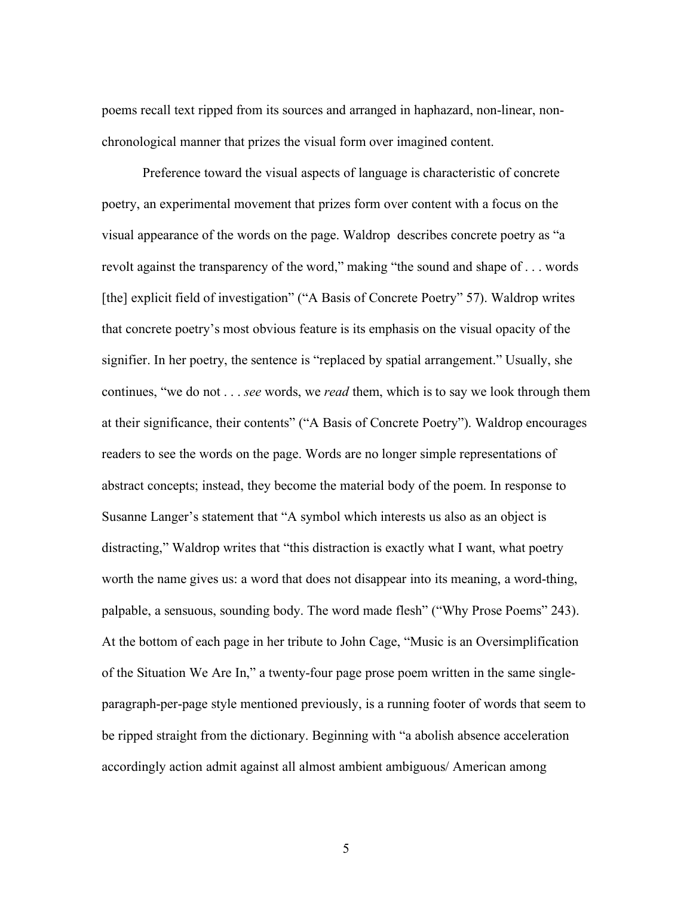poems recall text ripped from its sources and arranged in haphazard, non-linear, non-chronological manner that prizes the visual form over imagined content.

Preference toward the visual aspects of language is characteristic of concrete poetry, an experimental movement that prizes form over content with a focus on the visual appearance of the words on the page. Waldrop describes concrete poetry as "a revolt against the transparency of the word," making "the sound and shape of . . . words [the] explicit field of investigation" ("A Basis of Concrete Poetry" 57). Waldrop writes that concrete poetry's most obvious feature is its emphasis on the visual opacity of the signifier. In her poetry, the sentence is "replaced by spatial arrangement." Usually, she continues, "we do not . . . *see* words, we *read* them, which is to say we look through them at their significance, their contents" ("A Basis of Concrete Poetry"). Waldrop encourages readers to see the words on the page. Words are no longer simple representations of abstract concepts; instead, they become the material body of the poem. In response to Susanne Langer's statement that "A symbol which interests us also as an object is distracting," Waldrop writes that "this distraction is exactly what I want, what poetry worth the name gives us: a word that does not disappear into its meaning, a word-thing, palpable, a sensuous, sounding body. The word made flesh" ("Why Prose Poems" 243). At the bottom of each page in her tribute to John Cage, "Music is an Oversimplification of the Situation We Are In," a twenty-four page prose poem written in the same single-paragraph-per-page style mentioned previously, is a running footer of words that seem to be ripped straight from the dictionary. Beginning with "a abolish absence acceleration accordingly action admit against all almost ambient ambiguous/ American among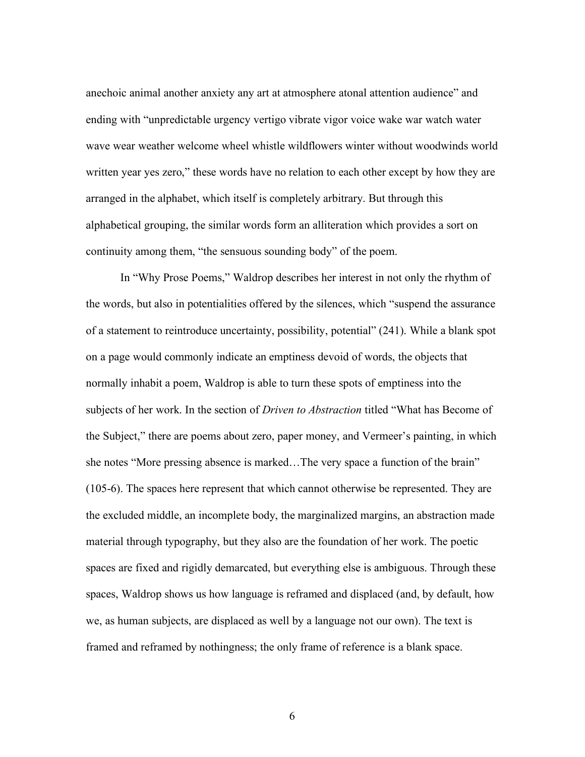anechoic animal another anxiety any art at atmosphere atonal attention audience" and ending with "unpredictable urgency vertigo vibrate vigor voice wake war watch water wave wear weather welcome wheel whistle wildflowers winter without woodwinds world written year yes zero," these words have no relation to each other except by how they are arranged in the alphabet, which itself is completely arbitrary. But through this alphabetical grouping, the similar words form an alliteration which provides a sort on continuity among them, "the sensuous sounding body" of the poem.

In "Why Prose Poems," Waldrop describes her interest in not only the rhythm of the words, but also in potentialities offered by the silences, which "suspend the assurance of a statement to reintroduce uncertainty, possibility, potential" (241). While a blank spot on a page would commonly indicate an emptiness devoid of words, the objects that normally inhabit a poem, Waldrop is able to turn these spots of emptiness into the subjects of her work. In the section of *Driven to Abstraction* titled "What has Become of the Subject," there are poems about zero, paper money, and Vermeer's painting, in which she notes "More pressing absence is marked…The very space a function of the brain" (105-6). The spaces here represent that which cannot otherwise be represented. They are the excluded middle, an incomplete body, the marginalized margins, an abstraction made material through typography, but they also are the foundation of her work. The poetic spaces are fixed and rigidly demarcated, but everything else is ambiguous. Through these spaces, Waldrop shows us how language is reframed and displaced (and, by default, how we, as human subjects, are displaced as well by a language not our own). The text is framed and reframed by nothingness; the only frame of reference is a blank space.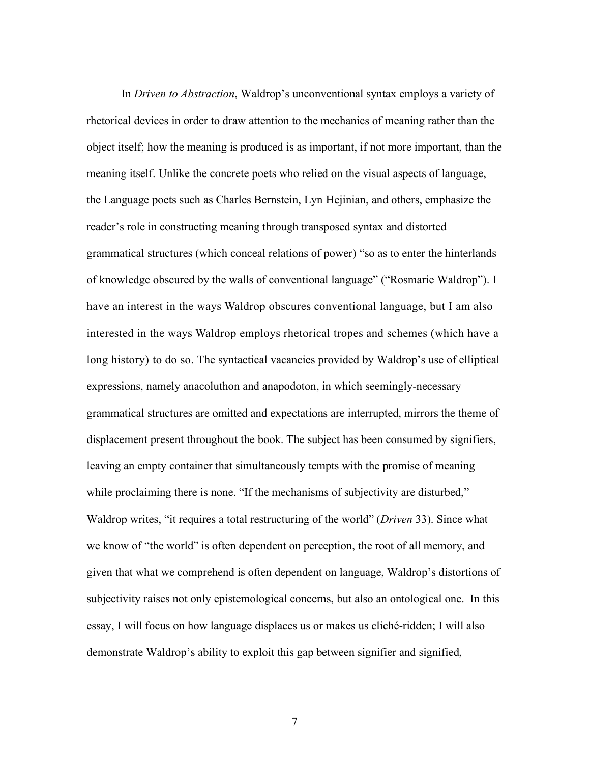In *Driven to Abstraction*, Waldrop's unconventional syntax employs a variety of rhetorical devices in order to draw attention to the mechanics of meaning rather than the object itself; how the meaning is produced is as important, if not more important, than the meaning itself. Unlike the concrete poets who relied on the visual aspects of language, the Language poets such as Charles Bernstein, Lyn Hejinian, and others, emphasize the reader's role in constructing meaning through transposed syntax and distorted grammatical structures (which conceal relations of power) "so as to enter the hinterlands of knowledge obscured by the walls of conventional language" ("Rosmarie Waldrop"). I have an interest in the ways Waldrop obscures conventional language, but I am also interested in the ways Waldrop employs rhetorical tropes and schemes (which have a long history) to do so. The syntactical vacancies provided by Waldrop's use of elliptical expressions, namely anacoluthon and anapodoton, in which seemingly-necessary grammatical structures are omitted and expectations are interrupted, mirrors the theme of displacement present throughout the book. The subject has been consumed by signifiers, leaving an empty container that simultaneously tempts with the promise of meaning while proclaiming there is none. "If the mechanisms of subjectivity are disturbed," Waldrop writes, "it requires a total restructuring of the world" (*Driven* 33). Since what we know of "the world" is often dependent on perception, the root of all memory, and given that what we comprehend is often dependent on language, Waldrop's distortions of subjectivity raises not only epistemological concerns, but also an ontological one. In this essay, I will focus on how language displaces us or makes us cliché-ridden; I will also demonstrate Waldrop's ability to exploit this gap between signifier and signified,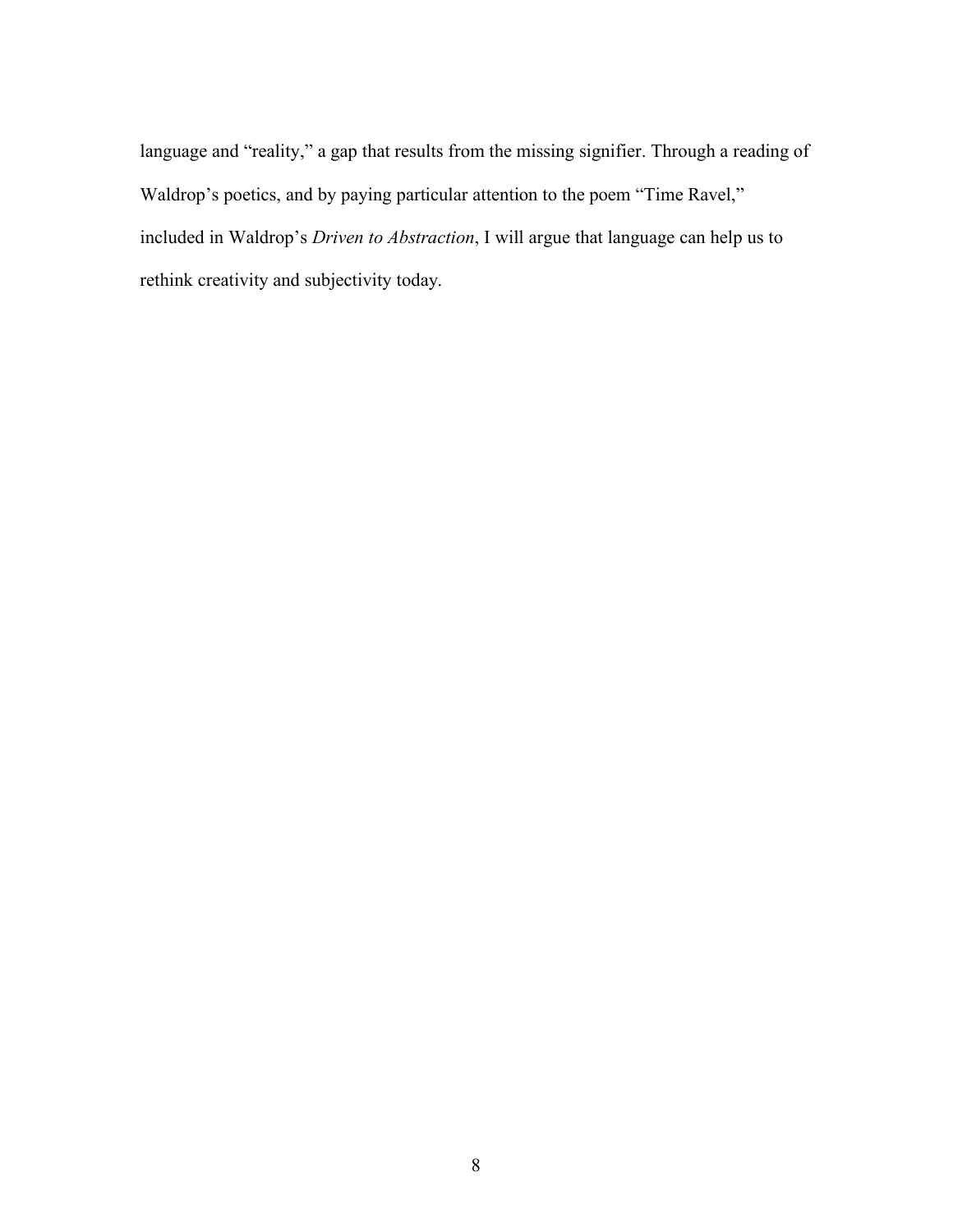language and "reality," a gap that results from the missing signifier. Through a reading of Waldrop's poetics, and by paying particular attention to the poem "Time Ravel," included in Waldrop's *Driven to Abstraction*, I will argue that language can help us to rethink creativity and subjectivity today.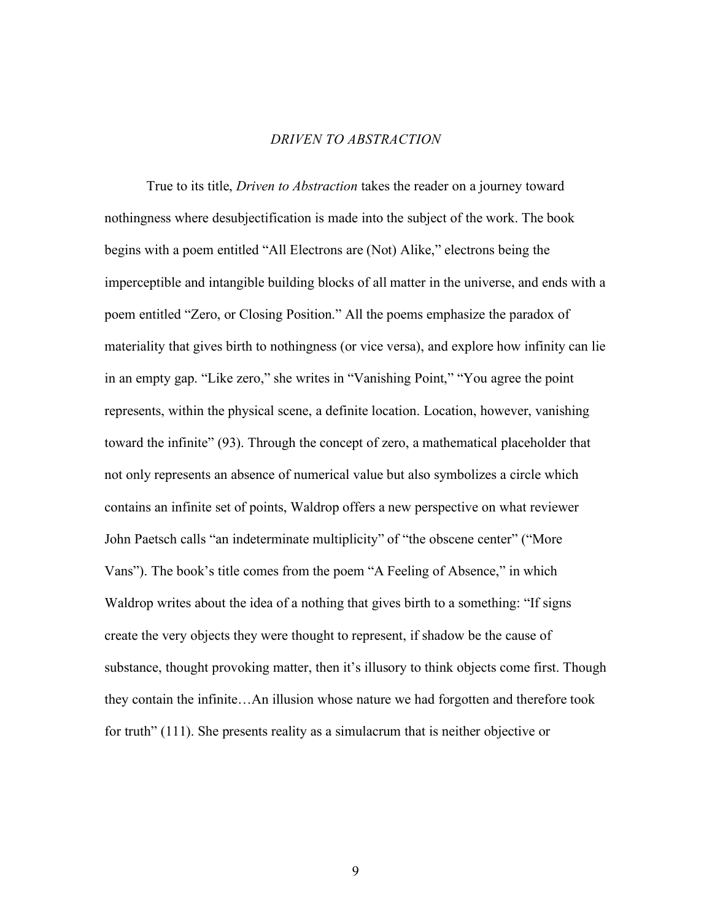## *DRIVEN TO ABSTRACTION*

True to its title, *Driven to Abstraction* takes the reader on a journey toward nothingness where desubjectification is made into the subject of the work. The book begins with a poem entitled "All Electrons are (Not) Alike," electrons being the imperceptible and intangible building blocks of all matter in the universe, and ends with a poem entitled "Zero, or Closing Position." All the poems emphasize the paradox of materiality that gives birth to nothingness (or vice versa), and explore how infinity can lie in an empty gap. "Like zero," she writes in "Vanishing Point," "You agree the point represents, within the physical scene, a definite location. Location, however, vanishing toward the infinite" (93). Through the concept of zero, a mathematical placeholder that not only represents an absence of numerical value but also symbolizes a circle which contains an infinite set of points, Waldrop offers a new perspective on what reviewer John Paetsch calls "an indeterminate multiplicity" of "the obscene center" ("More Vans"). The book's title comes from the poem "A Feeling of Absence," in which Waldrop writes about the idea of a nothing that gives birth to a something: "If signs create the very objects they were thought to represent, if shadow be the cause of substance, thought provoking matter, then it's illusory to think objects come first. Though they contain the infinite…An illusion whose nature we had forgotten and therefore took for truth" (111). She presents reality as a simulacrum that is neither objective or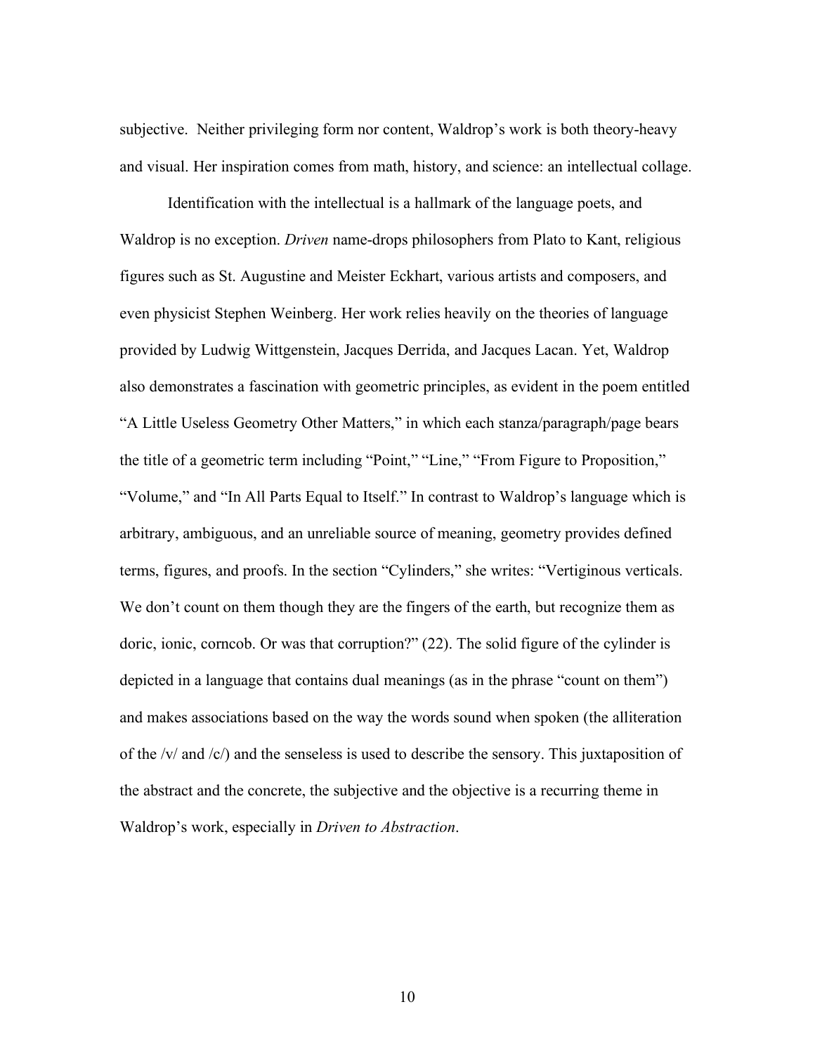subjective. Neither privileging form nor content, Waldrop's work is both theory-heavy and visual. Her inspiration comes from math, history, and science: an intellectual collage.

Identification with the intellectual is a hallmark of the language poets, and Waldrop is no exception. *Driven* name-drops philosophers from Plato to Kant, religious figures such as St. Augustine and Meister Eckhart, various artists and composers, and even physicist Stephen Weinberg. Her work relies heavily on the theories of language provided by Ludwig Wittgenstein, Jacques Derrida, and Jacques Lacan. Yet, Waldrop also demonstrates a fascination with geometric principles, as evident in the poem entitled "A Little Useless Geometry Other Matters," in which each stanza/paragraph/page bears the title of a geometric term including "Point," "Line," "From Figure to Proposition," "Volume," and "In All Parts Equal to Itself." In contrast to Waldrop's language which is arbitrary, ambiguous, and an unreliable source of meaning, geometry provides defined terms, figures, and proofs. In the section "Cylinders," she writes: "Vertiginous verticals. We don't count on them though they are the fingers of the earth, but recognize them as doric, ionic, corncob. Or was that corruption?" (22). The solid figure of the cylinder is depicted in a language that contains dual meanings (as in the phrase "count on them") and makes associations based on the way the words sound when spoken (the alliteration of the /v/ and /c/) and the senseless is used to describe the sensory. This juxtaposition of the abstract and the concrete, the subjective and the objective is a recurring theme in Waldrop's work, especially in *Driven to Abstraction*.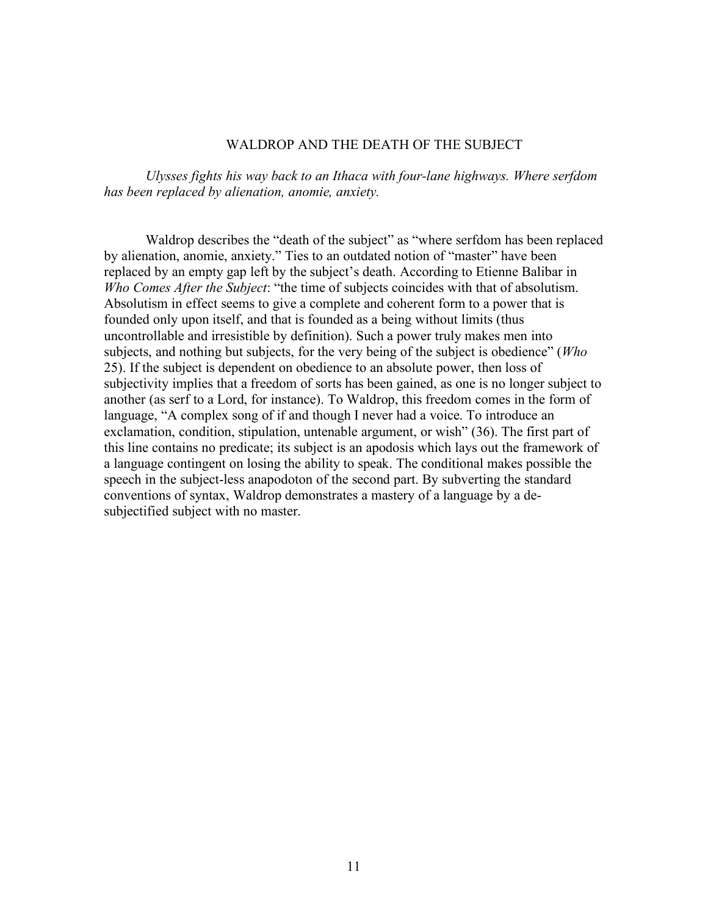## WALDROP AND THE DEATH OF THE SUBJECT

*Ulysses fights his way back to an Ithaca with four-lane highways. Where serfdom has been replaced by alienation, anomie, anxiety.*

Waldrop describes the "death of the subject" as "where serfdom has been replaced by alienation, anomie, anxiety." Ties to an outdated notion of "master" have been replaced by an empty gap left by the subject's death. According to Etienne Balibar in *Who Comes After the Subject*: "the time of subjects coincides with that of absolutism. Absolutism in effect seems to give a complete and coherent form to a power that is founded only upon itself, and that is founded as a being without limits (thus uncontrollable and irresistible by definition). Such a power truly makes men into subjects, and nothing but subjects, for the very being of the subject is obedience" (*Who* 25). If the subject is dependent on obedience to an absolute power, then loss of subjectivity implies that a freedom of sorts has been gained, as one is no longer subject to another (as serf to a Lord, for instance). To Waldrop, this freedom comes in the form of language, "A complex song of if and though I never had a voice. To introduce an exclamation, condition, stipulation, untenable argument, or wish" (36). The first part of this line contains no predicate; its subject is an apodosis which lays out the framework of a language contingent on losing the ability to speak. The conditional makes possible the speech in the subject-less anapodoton of the second part. By subverting the standard conventions of syntax, Waldrop demonstrates a mastery of a language by a de-subjectified subject with no master.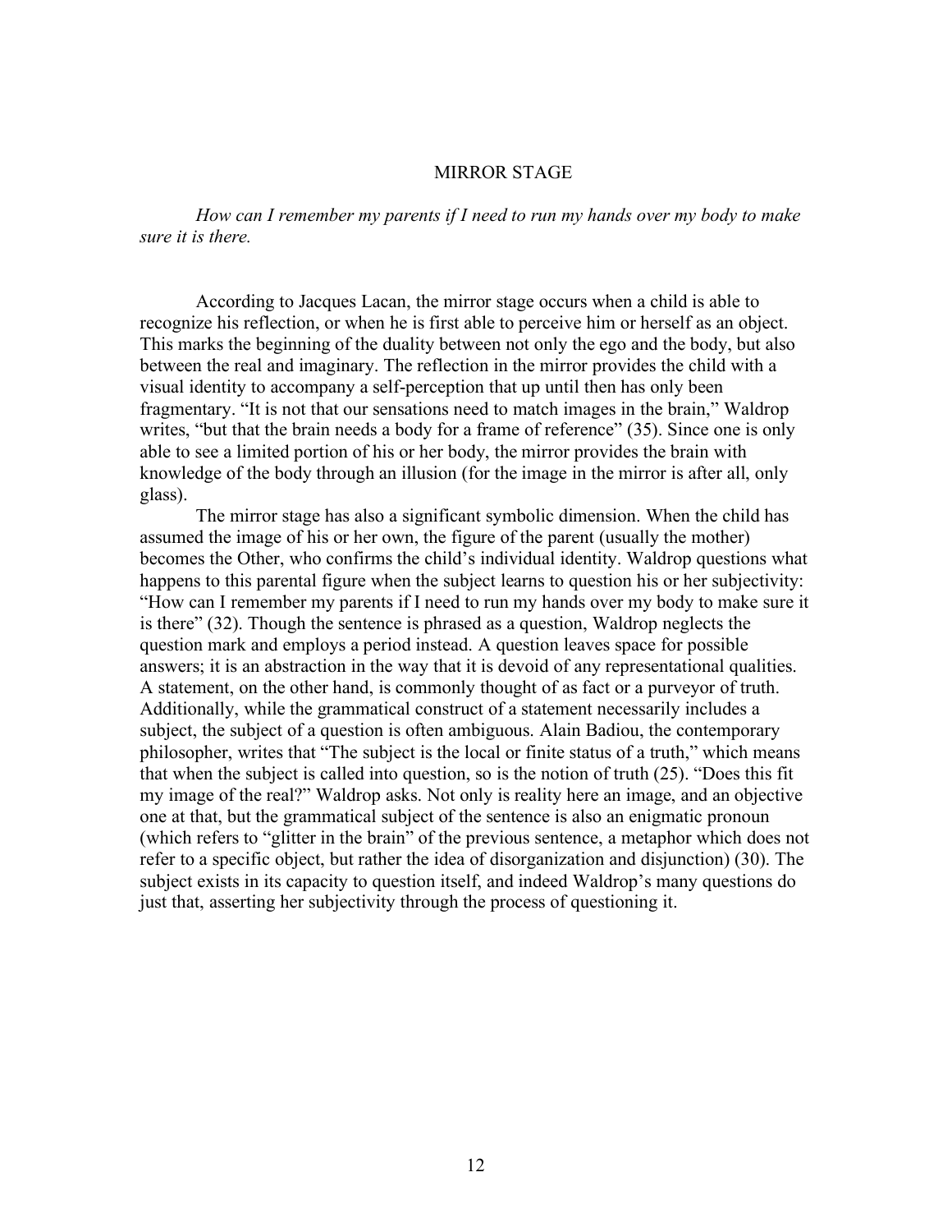## MIRROR STAGE

*How can I remember my parents if I need to run my hands over my body to make sure it is there.*

According to Jacques Lacan, the mirror stage occurs when a child is able to recognize his reflection, or when he is first able to perceive him or herself as an object. This marks the beginning of the duality between not only the ego and the body, but also between the real and imaginary. The reflection in the mirror provides the child with a visual identity to accompany a self-perception that up until then has only been fragmentary. "It is not that our sensations need to match images in the brain," Waldrop writes, "but that the brain needs a body for a frame of reference" (35). Since one is only able to see a limited portion of his or her body, the mirror provides the brain with knowledge of the body through an illusion (for the image in the mirror is after all, only glass).

The mirror stage has also a significant symbolic dimension. When the child has assumed the image of his or her own, the figure of the parent (usually the mother) becomes the Other, who confirms the child's individual identity. Waldrop questions what happens to this parental figure when the subject learns to question his or her subjectivity: "How can I remember my parents if I need to run my hands over my body to make sure it is there" (32). Though the sentence is phrased as a question, Waldrop neglects the question mark and employs a period instead. A question leaves space for possible answers; it is an abstraction in the way that it is devoid of any representational qualities. A statement, on the other hand, is commonly thought of as fact or a purveyor of truth. Additionally, while the grammatical construct of a statement necessarily includes a subject, the subject of a question is often ambiguous. Alain Badiou, the contemporary philosopher, writes that "The subject is the local or finite status of a truth," which means that when the subject is called into question, so is the notion of truth (25). "Does this fit my image of the real?" Waldrop asks. Not only is reality here an image, and an objective one at that, but the grammatical subject of the sentence is also an enigmatic pronoun (which refers to "glitter in the brain" of the previous sentence, a metaphor which does not refer to a specific object, but rather the idea of disorganization and disjunction) (30). The subject exists in its capacity to question itself, and indeed Waldrop's many questions do just that, asserting her subjectivity through the process of questioning it.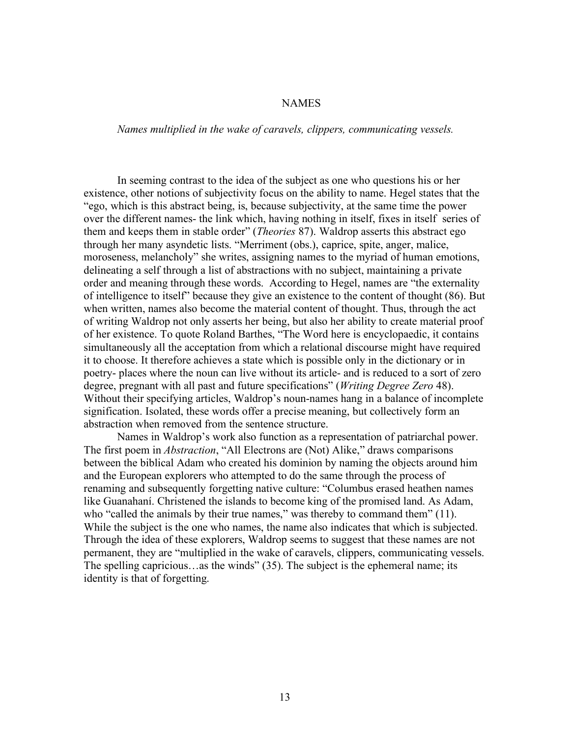# NAMES

*Names multiplied in the wake of caravels, clippers, communicating vessels.*

In seeming contrast to the idea of the subject as one who questions his or her existence, other notions of subjectivity focus on the ability to name. Hegel states that the "ego, which is this abstract being, is, because subjectivity, at the same time the power over the different names- the link which, having nothing in itself, fixes in itself series of them and keeps them in stable order" (*Theories* 87). Waldrop asserts this abstract ego through her many asyndetic lists. "Merriment (obs.), caprice, spite, anger, malice, moroseness, melancholy" she writes, assigning names to the myriad of human emotions, delineating a self through a list of abstractions with no subject, maintaining a private order and meaning through these words. According to Hegel, names are "the externality of intelligence to itself" because they give an existence to the content of thought (86). But when written, names also become the material content of thought. Thus, through the act of writing Waldrop not only asserts her being, but also her ability to create material proof of her existence. To quote Roland Barthes, "The Word here is encyclopaedic, it contains simultaneously all the acceptation from which a relational discourse might have required it to choose. It therefore achieves a state which is possible only in the dictionary or in poetry- places where the noun can live without its article- and is reduced to a sort of zero degree, pregnant with all past and future specifications" (*Writing Degree Zero* 48). Without their specifying articles, Waldrop's noun-names hang in a balance of incomplete signification. Isolated, these words offer a precise meaning, but collectively form an abstraction when removed from the sentence structure.

Names in Waldrop's work also function as a representation of patriarchal power. The first poem in *Abstraction*, "All Electrons are (Not) Alike," draws comparisons between the biblical Adam who created his dominion by naming the objects around him and the European explorers who attempted to do the same through the process of renaming and subsequently forgetting native culture: "Columbus erased heathen names like Guanahaní. Christened the islands to become king of the promised land. As Adam, who "called the animals by their true names," was thereby to command them" (11). While the subject is the one who names, the name also indicates that which is subjected. Through the idea of these explorers, Waldrop seems to suggest that these names are not permanent, they are "multiplied in the wake of caravels, clippers, communicating vessels. The spelling capricious…as the winds" (35). The subject is the ephemeral name; its identity is that of forgetting.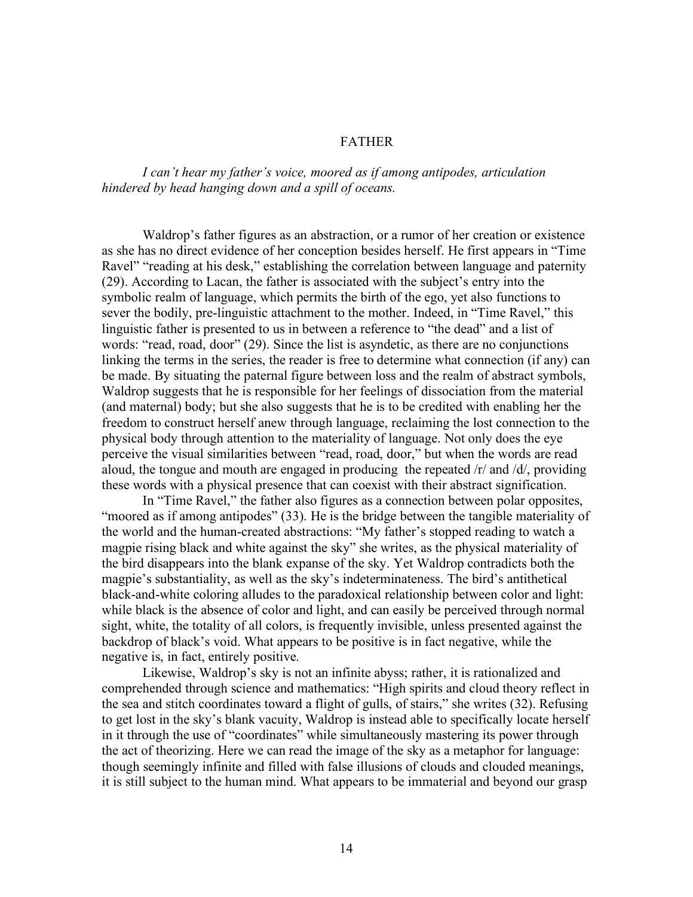## FATHER

*I can't hear my father's voice, moored as if among antipodes, articulation hindered by head hanging down and a spill of oceans.*

Waldrop's father figures as an abstraction, or a rumor of her creation or existence as she has no direct evidence of her conception besides herself. He first appears in "Time Ravel" "reading at his desk," establishing the correlation between language and paternity (29). According to Lacan, the father is associated with the subject's entry into the symbolic realm of language, which permits the birth of the ego, yet also functions to sever the bodily, pre-linguistic attachment to the mother. Indeed, in "Time Ravel," this linguistic father is presented to us in between a reference to "the dead" and a list of words: "read, road, door" (29). Since the list is asyndetic, as there are no conjunctions linking the terms in the series, the reader is free to determine what connection (if any) can be made. By situating the paternal figure between loss and the realm of abstract symbols, Waldrop suggests that he is responsible for her feelings of dissociation from the material (and maternal) body; but she also suggests that he is to be credited with enabling her the freedom to construct herself anew through language, reclaiming the lost connection to the physical body through attention to the materiality of language. Not only does the eye perceive the visual similarities between "read, road, door," but when the words are read aloud, the tongue and mouth are engaged in producing the repeated /r/ and /d/, providing these words with a physical presence that can coexist with their abstract signification.

In "Time Ravel," the father also figures as a connection between polar opposites, "moored as if among antipodes" (33). He is the bridge between the tangible materiality of the world and the human-created abstractions: "My father's stopped reading to watch a magpie rising black and white against the sky" she writes, as the physical materiality of the bird disappears into the blank expanse of the sky. Yet Waldrop contradicts both the magpie's substantiality, as well as the sky's indeterminateness. The bird's antithetical black-and-white coloring alludes to the paradoxical relationship between color and light: while black is the absence of color and light, and can easily be perceived through normal sight, white, the totality of all colors, is frequently invisible, unless presented against the backdrop of black's void. What appears to be positive is in fact negative, while the negative is, in fact, entirely positive.

Likewise, Waldrop's sky is not an infinite abyss; rather, it is rationalized and comprehended through science and mathematics: "High spirits and cloud theory reflect in the sea and stitch coordinates toward a flight of gulls, of stairs," she writes (32). Refusing to get lost in the sky's blank vacuity, Waldrop is instead able to specifically locate herself in it through the use of "coordinates" while simultaneously mastering its power through the act of theorizing. Here we can read the image of the sky as a metaphor for language: though seemingly infinite and filled with false illusions of clouds and clouded meanings, it is still subject to the human mind. What appears to be immaterial and beyond our grasp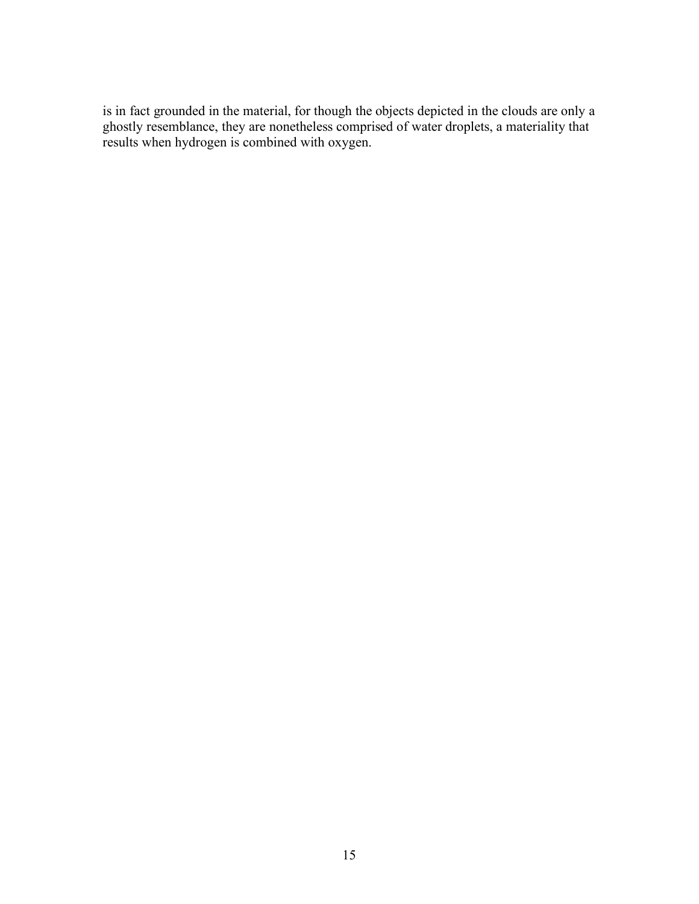is in fact grounded in the material, for though the objects depicted in the clouds are only a ghostly resemblance, they are nonetheless comprised of water droplets, a materiality that results when hydrogen is combined with oxygen.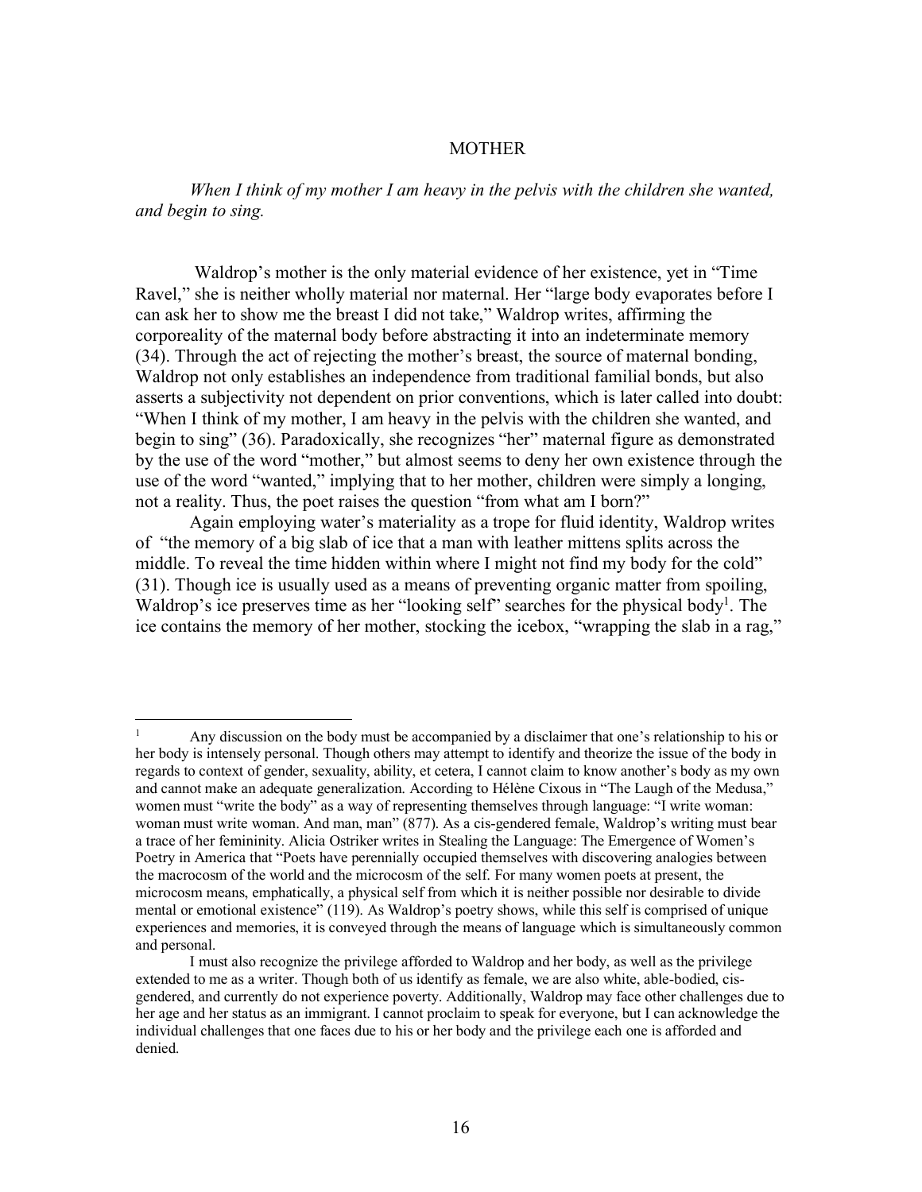## MOTHER

*When I think of my mother I am heavy in the pelvis with the children she wanted, and begin to sing.*

Waldrop's mother is the only material evidence of her existence, yet in "Time Ravel," she is neither wholly material nor maternal. Her "large body evaporates before I can ask her to show me the breast I did not take," Waldrop writes, affirming the corporeality of the maternal body before abstracting it into an indeterminate memory (34). Through the act of rejecting the mother's breast, the source of maternal bonding, Waldrop not only establishes an independence from traditional familial bonds, but also asserts a subjectivity not dependent on prior conventions, which is later called into doubt: "When I think of my mother, I am heavy in the pelvis with the children she wanted, and begin to sing" (36). Paradoxically, she recognizes "her" maternal figure as demonstrated by the use of the word "mother," but almost seems to deny her own existence through the use of the word "wanted," implying that to her mother, children were simply a longing, not a reality. Thus, the poet raises the question "from what am I born?"

Again employing water's materiality as a trope for fluid identity, Waldrop writes of "the memory of a big slab of ice that a man with leather mittens splits across the middle. To reveal the time hidden within where I might not find my body for the cold" (31). Though ice is usually used as a means of preventing organic matter from spoiling, Waldrop's ice preserves time as her "looking self" searches for the physical body[1]. The ice contains the memory of her mother, stocking the icebox, "wrapping the slab in a rag,"

---

[1] Any discussion on the body must be accompanied by a disclaimer that one's relationship to his or her body is intensely personal. Though others may attempt to identify and theorize the issue of the body in regards to context of gender, sexuality, ability, et cetera, I cannot claim to know another's body as my own and cannot make an adequate generalization. According to Hélène Cixous in "The Laugh of the Medusa," women must "write the body" as a way of representing themselves through language: "I write woman: woman must write woman. And man, man" (877). As a cis-gendered female, Waldrop's writing must bear a trace of her femininity. Alicia Ostriker writes in Stealing the Language: The Emergence of Women's Poetry in America that "Poets have perennially occupied themselves with discovering analogies between the macrocosm of the world and the microcosm of the self. For many women poets at present, the microcosm means, emphatically, a physical self from which it is neither possible nor desirable to divide mental or emotional existence" (119). As Waldrop's poetry shows, while this self is comprised of unique experiences and memories, it is conveyed through the means of language which is simultaneously common and personal.

I must also recognize the privilege afforded to Waldrop and her body, as well as the privilege extended to me as a writer. Though both of us identify as female, we are also white, able-bodied, cis-gendered, and currently do not experience poverty. Additionally, Waldrop may face other challenges due to her age and her status as an immigrant. I cannot proclaim to speak for everyone, but I can acknowledge the individual challenges that one faces due to his or her body and the privilege each one is afforded and denied.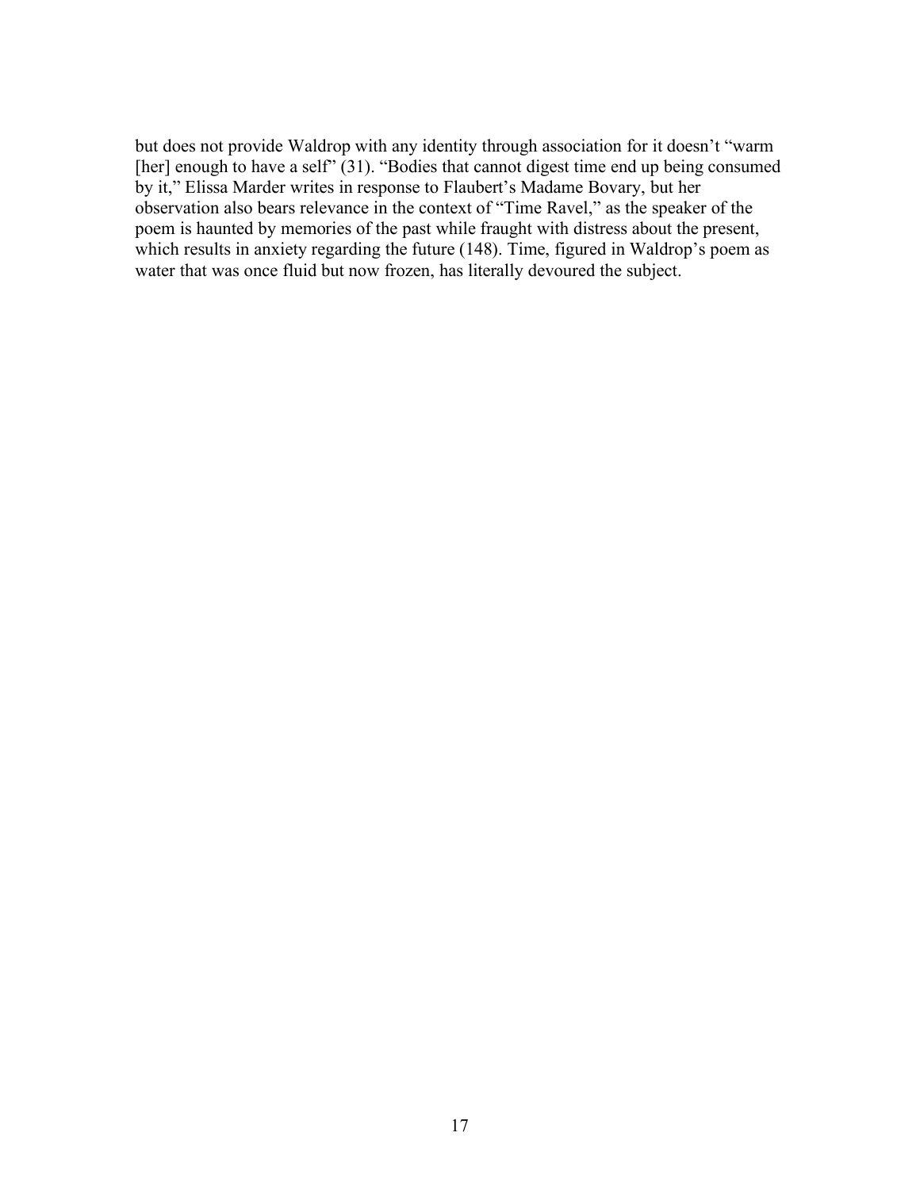but does not provide Waldrop with any identity through association for it doesn't "warm [her] enough to have a self" (31). "Bodies that cannot digest time end up being consumed by it," Elissa Marder writes in response to Flaubert's Madame Bovary, but her observation also bears relevance in the context of "Time Ravel," as the speaker of the poem is haunted by memories of the past while fraught with distress about the present, which results in anxiety regarding the future (148). Time, figured in Waldrop's poem as water that was once fluid but now frozen, has literally devoured the subject.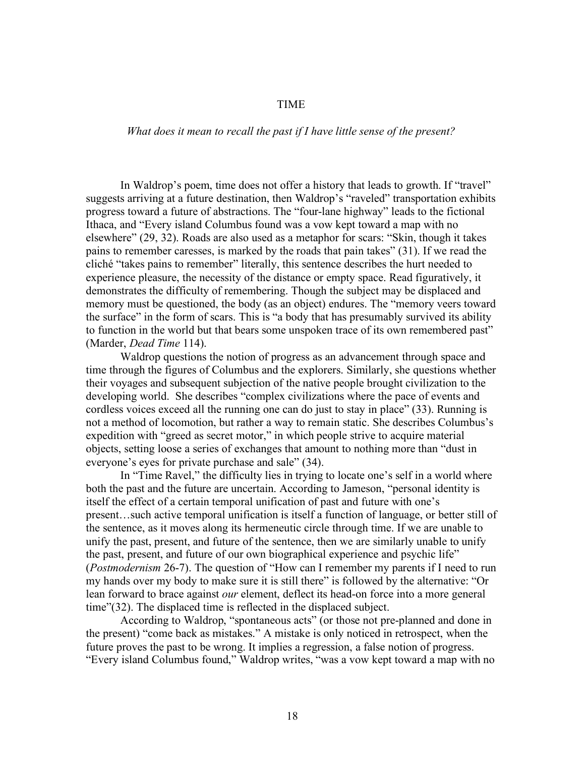# TIME

*What does it mean to recall the past if I have little sense of the present?*

In Waldrop's poem, time does not offer a history that leads to growth. If "travel" suggests arriving at a future destination, then Waldrop's "raveled" transportation exhibits progress toward a future of abstractions. The "four-lane highway" leads to the fictional Ithaca, and "Every island Columbus found was a vow kept toward a map with no elsewhere" (29, 32). Roads are also used as a metaphor for scars: "Skin, though it takes pains to remember caresses, is marked by the roads that pain takes" (31). If we read the cliché "takes pains to remember" literally, this sentence describes the hurt needed to experience pleasure, the necessity of the distance or empty space. Read figuratively, it demonstrates the difficulty of remembering. Though the subject may be displaced and memory must be questioned, the body (as an object) endures. The "memory veers toward the surface" in the form of scars. This is "a body that has presumably survived its ability to function in the world but that bears some unspoken trace of its own remembered past" (Marder, *Dead Time* 114).

Waldrop questions the notion of progress as an advancement through space and time through the figures of Columbus and the explorers. Similarly, she questions whether their voyages and subsequent subjection of the native people brought civilization to the developing world. She describes "complex civilizations where the pace of events and cordless voices exceed all the running one can do just to stay in place" (33). Running is not a method of locomotion, but rather a way to remain static. She describes Columbus's expedition with "greed as secret motor," in which people strive to acquire material objects, setting loose a series of exchanges that amount to nothing more than "dust in everyone's eyes for private purchase and sale" (34).

In "Time Ravel," the difficulty lies in trying to locate one's self in a world where both the past and the future are uncertain. According to Jameson, "personal identity is itself the effect of a certain temporal unification of past and future with one's present…such active temporal unification is itself a function of language, or better still of the sentence, as it moves along its hermeneutic circle through time. If we are unable to unify the past, present, and future of the sentence, then we are similarly unable to unify the past, present, and future of our own biographical experience and psychic life" (*Postmodernism* 26-7). The question of "How can I remember my parents if I need to run my hands over my body to make sure it is still there" is followed by the alternative: "Or lean forward to brace against *our* element, deflect its head-on force into a more general time"(32). The displaced time is reflected in the displaced subject.

According to Waldrop, "spontaneous acts" (or those not pre-planned and done in the present) "come back as mistakes." A mistake is only noticed in retrospect, when the future proves the past to be wrong. It implies a regression, a false notion of progress. "Every island Columbus found," Waldrop writes, "was a vow kept toward a map with no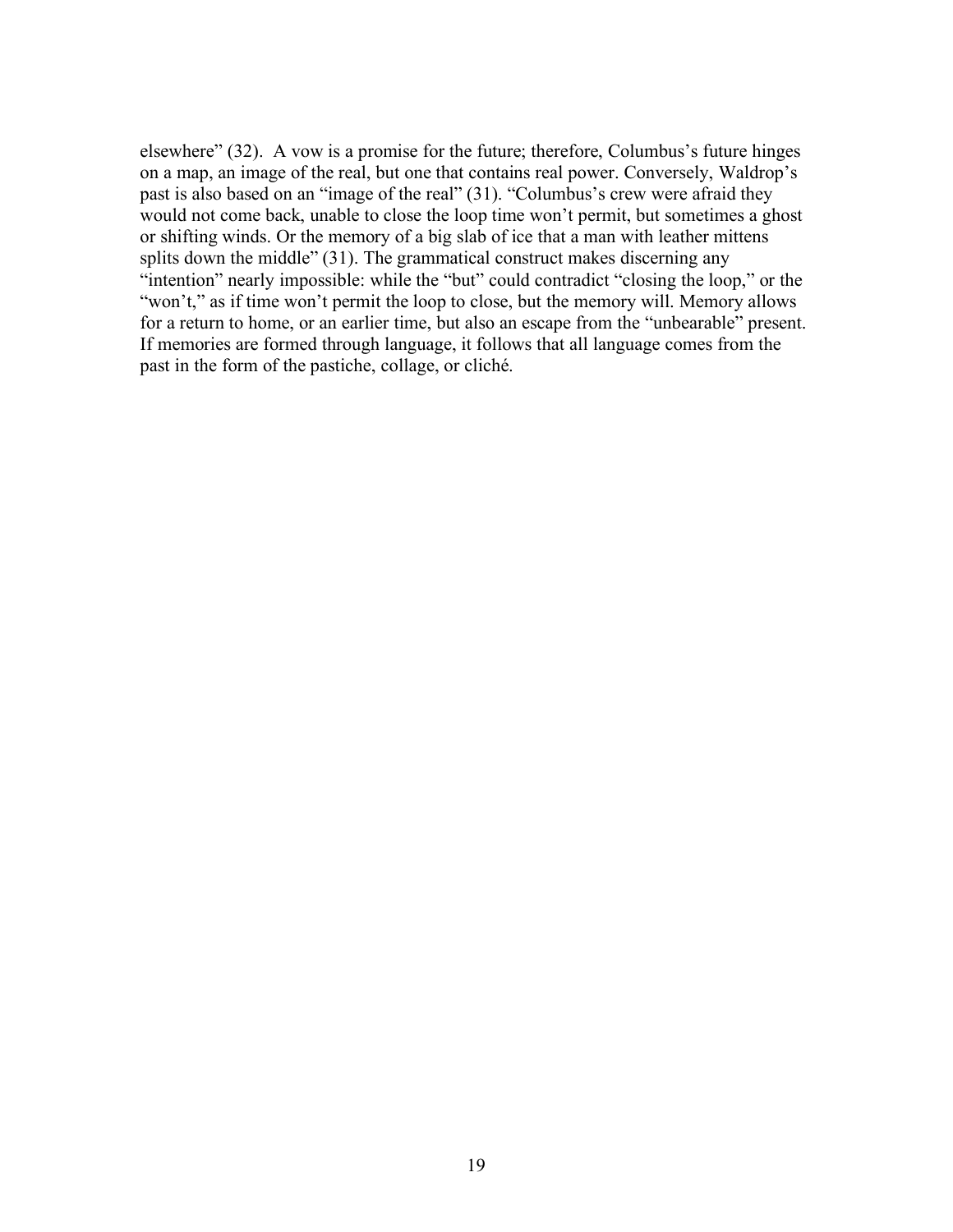elsewhere" (32). A vow is a promise for the future; therefore, Columbus's future hinges on a map, an image of the real, but one that contains real power. Conversely, Waldrop's past is also based on an "image of the real" (31). "Columbus's crew were afraid they would not come back, unable to close the loop time won't permit, but sometimes a ghost or shifting winds. Or the memory of a big slab of ice that a man with leather mittens splits down the middle" (31). The grammatical construct makes discerning any "intention" nearly impossible: while the "but" could contradict "closing the loop," or the "won't," as if time won't permit the loop to close, but the memory will. Memory allows for a return to home, or an earlier time, but also an escape from the "unbearable" present. If memories are formed through language, it follows that all language comes from the past in the form of the pastiche, collage, or cliché.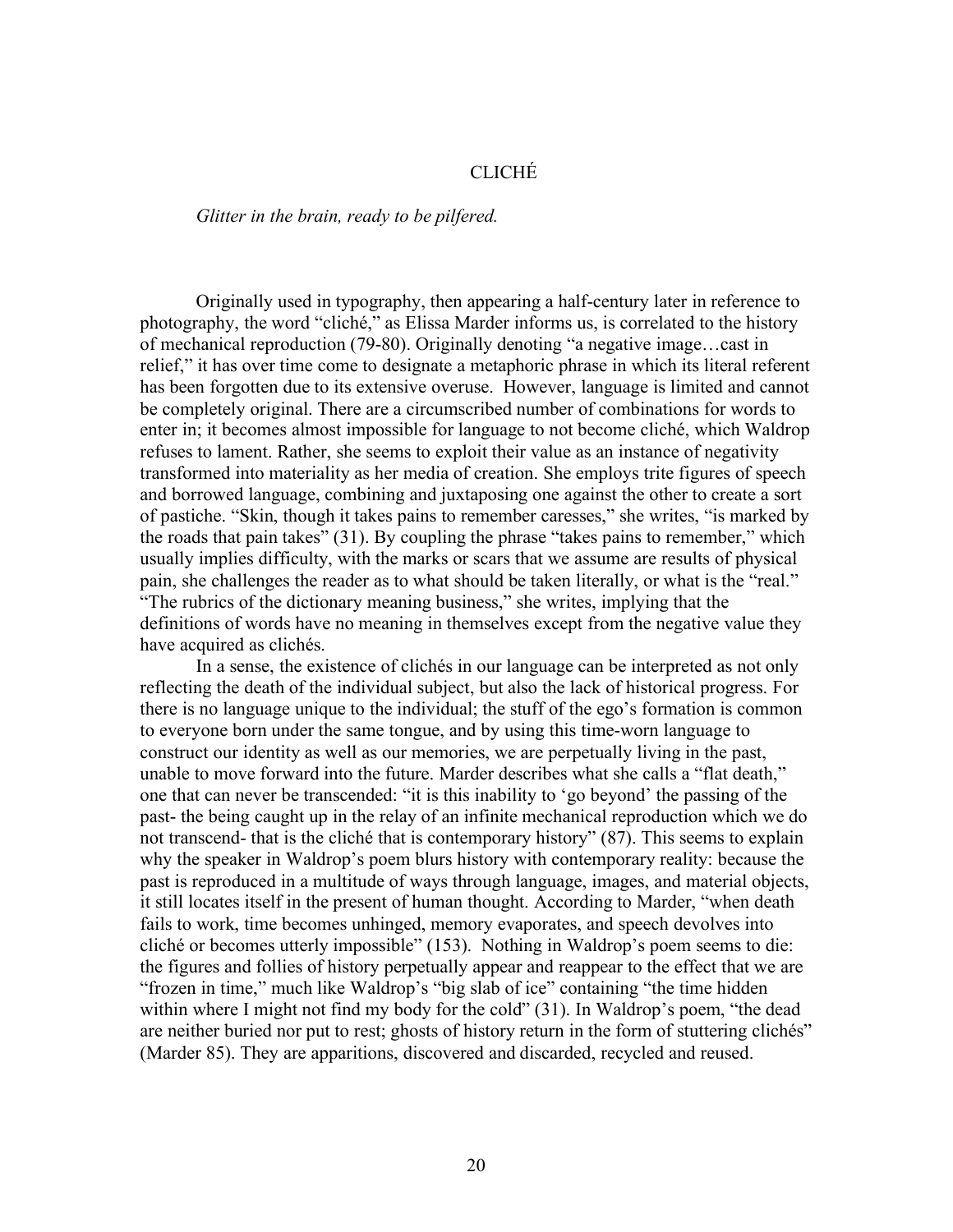# CLICHÉ

*Glitter in the brain, ready to be pilfered.*

Originally used in typography, then appearing a half-century later in reference to photography, the word "cliché," as Elissa Marder informs us, is correlated to the history of mechanical reproduction (79-80). Originally denoting "a negative image…cast in relief," it has over time come to designate a metaphoric phrase in which its literal referent has been forgotten due to its extensive overuse. However, language is limited and cannot be completely original. There are a circumscribed number of combinations for words to enter in; it becomes almost impossible for language to not become cliché, which Waldrop refuses to lament. Rather, she seems to exploit their value as an instance of negativity transformed into materiality as her media of creation. She employs trite figures of speech and borrowed language, combining and juxtaposing one against the other to create a sort of pastiche. "Skin, though it takes pains to remember caresses," she writes, "is marked by the roads that pain takes" (31). By coupling the phrase "takes pains to remember," which usually implies difficulty, with the marks or scars that we assume are results of physical pain, she challenges the reader as to what should be taken literally, or what is the "real." "The rubrics of the dictionary meaning business," she writes, implying that the definitions of words have no meaning in themselves except from the negative value they have acquired as clichés.

In a sense, the existence of clichés in our language can be interpreted as not only reflecting the death of the individual subject, but also the lack of historical progress. For there is no language unique to the individual; the stuff of the ego's formation is common to everyone born under the same tongue, and by using this time-worn language to construct our identity as well as our memories, we are perpetually living in the past, unable to move forward into the future. Marder describes what she calls a "flat death," one that can never be transcended: "it is this inability to 'go beyond' the passing of the past- the being caught up in the relay of an infinite mechanical reproduction which we do not transcend- that is the cliché that is contemporary history" (87). This seems to explain why the speaker in Waldrop's poem blurs history with contemporary reality: because the past is reproduced in a multitude of ways through language, images, and material objects, it still locates itself in the present of human thought. According to Marder, "when death fails to work, time becomes unhinged, memory evaporates, and speech devolves into cliché or becomes utterly impossible" (153). Nothing in Waldrop's poem seems to die: the figures and follies of history perpetually appear and reappear to the effect that we are "frozen in time," much like Waldrop's "big slab of ice" containing "the time hidden within where I might not find my body for the cold" (31). In Waldrop's poem, "the dead are neither buried nor put to rest; ghosts of history return in the form of stuttering clichés" (Marder 85). They are apparitions, discovered and discarded, recycled and reused.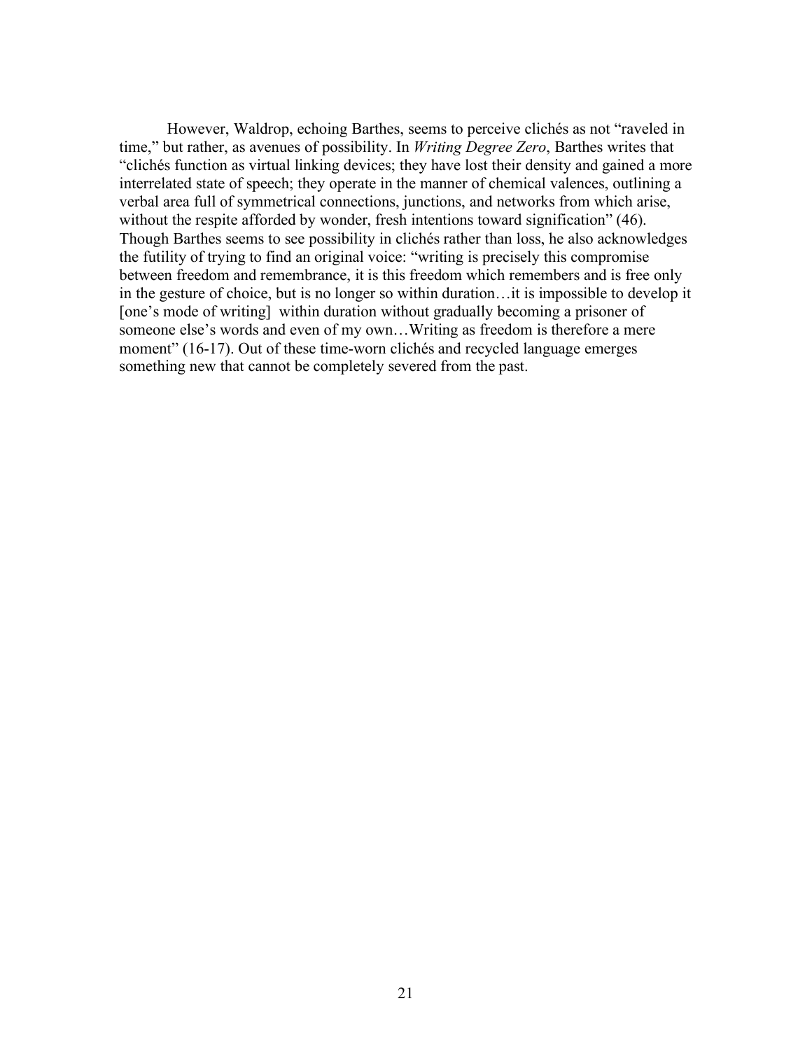However, Waldrop, echoing Barthes, seems to perceive clichés as not "raveled in time," but rather, as avenues of possibility. In *Writing Degree Zero*, Barthes writes that "clichés function as virtual linking devices; they have lost their density and gained a more interrelated state of speech; they operate in the manner of chemical valences, outlining a verbal area full of symmetrical connections, junctions, and networks from which arise, without the respite afforded by wonder, fresh intentions toward signification" (46). Though Barthes seems to see possibility in clichés rather than loss, he also acknowledges the futility of trying to find an original voice: "writing is precisely this compromise between freedom and remembrance, it is this freedom which remembers and is free only in the gesture of choice, but is no longer so within duration…it is impossible to develop it [one's mode of writing] within duration without gradually becoming a prisoner of someone else's words and even of my own…Writing as freedom is therefore a mere moment" (16-17). Out of these time-worn clichés and recycled language emerges something new that cannot be completely severed from the past.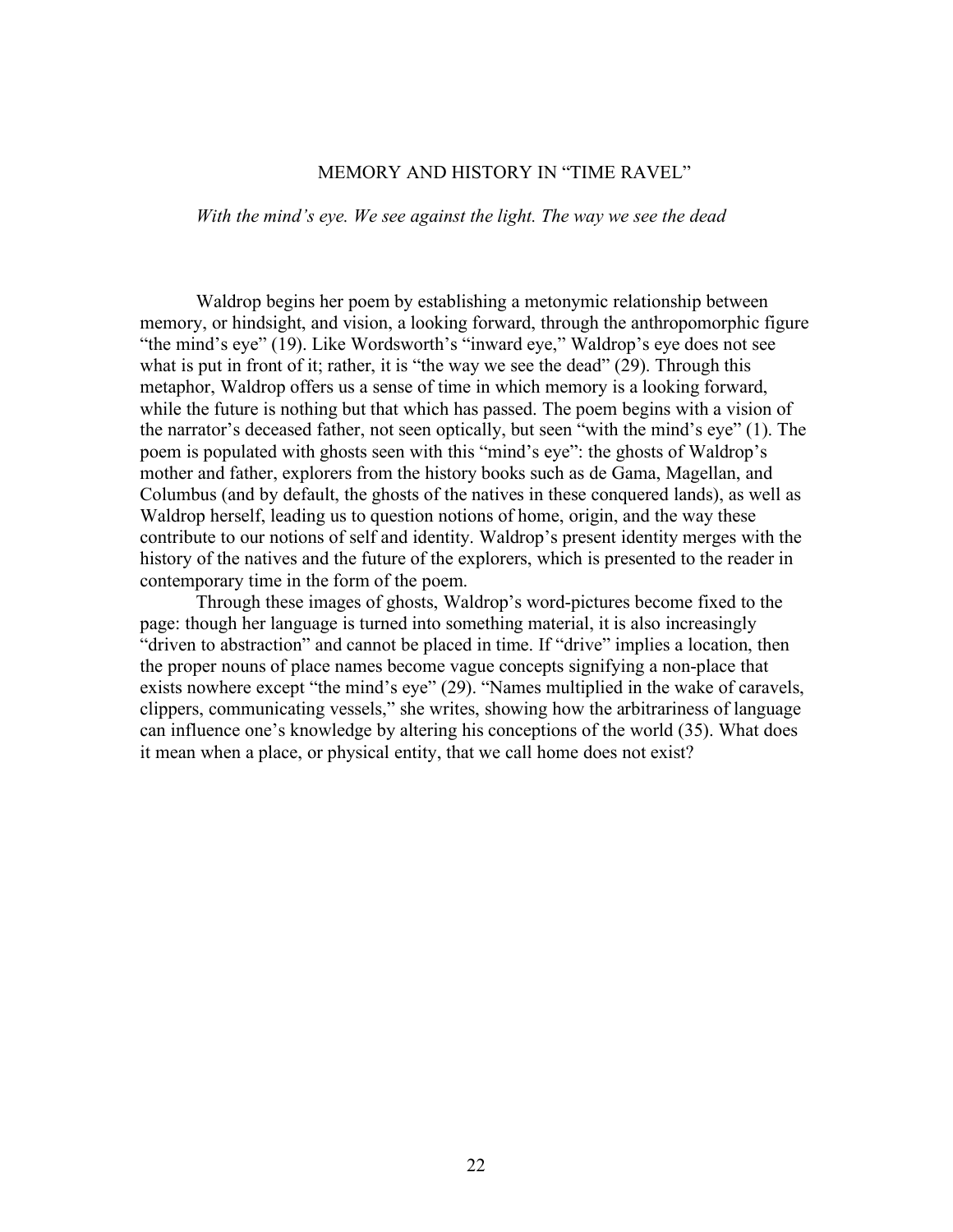## MEMORY AND HISTORY IN "TIME RAVEL"

*With the mind's eye. We see against the light. The way we see the dead*

Waldrop begins her poem by establishing a metonymic relationship between memory, or hindsight, and vision, a looking forward, through the anthropomorphic figure "the mind's eye" (19). Like Wordsworth's "inward eye," Waldrop's eye does not see what is put in front of it; rather, it is "the way we see the dead" (29). Through this metaphor, Waldrop offers us a sense of time in which memory is a looking forward, while the future is nothing but that which has passed. The poem begins with a vision of the narrator's deceased father, not seen optically, but seen "with the mind's eye" (1). The poem is populated with ghosts seen with this "mind's eye": the ghosts of Waldrop's mother and father, explorers from the history books such as de Gama, Magellan, and Columbus (and by default, the ghosts of the natives in these conquered lands), as well as Waldrop herself, leading us to question notions of home, origin, and the way these contribute to our notions of self and identity. Waldrop's present identity merges with the history of the natives and the future of the explorers, which is presented to the reader in contemporary time in the form of the poem.

Through these images of ghosts, Waldrop's word-pictures become fixed to the page: though her language is turned into something material, it is also increasingly "driven to abstraction" and cannot be placed in time. If "drive" implies a location, then the proper nouns of place names become vague concepts signifying a non-place that exists nowhere except "the mind's eye" (29). "Names multiplied in the wake of caravels, clippers, communicating vessels," she writes, showing how the arbitrariness of language can influence one's knowledge by altering his conceptions of the world (35). What does it mean when a place, or physical entity, that we call home does not exist?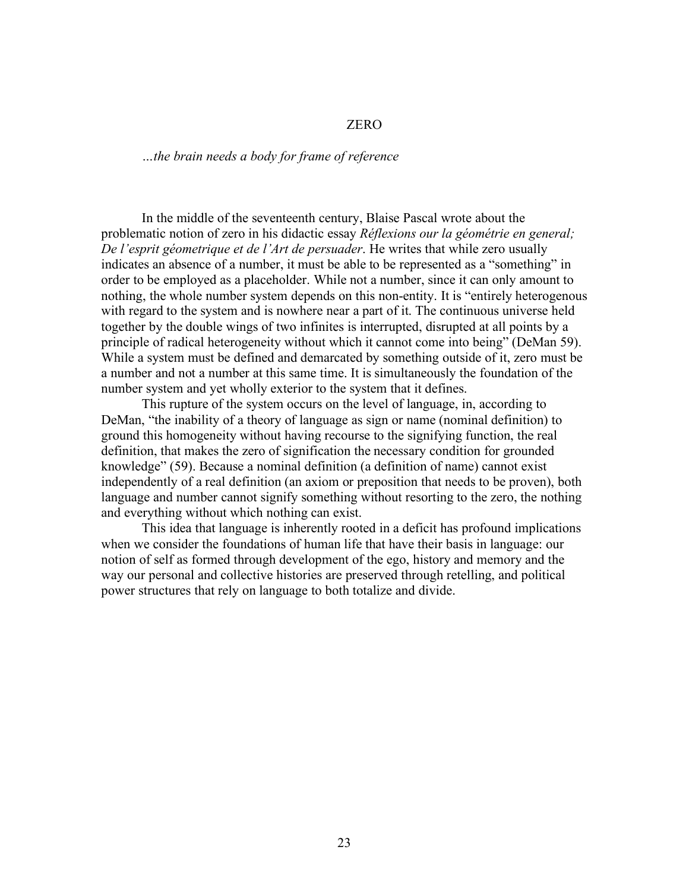# ZERO

*…the brain needs a body for frame of reference*

In the middle of the seventeenth century, Blaise Pascal wrote about the problematic notion of zero in his didactic essay *Réflexions our la géométrie en general; De l'esprit géometrique et de l'Art de persuader*. He writes that while zero usually indicates an absence of a number, it must be able to be represented as a "something" in order to be employed as a placeholder. While not a number, since it can only amount to nothing, the whole number system depends on this non-entity. It is "entirely heterogenous with regard to the system and is nowhere near a part of it. The continuous universe held together by the double wings of two infinites is interrupted, disrupted at all points by a principle of radical heterogeneity without which it cannot come into being" (DeMan 59). While a system must be defined and demarcated by something outside of it, zero must be a number and not a number at this same time. It is simultaneously the foundation of the number system and yet wholly exterior to the system that it defines.

This rupture of the system occurs on the level of language, in, according to DeMan, "the inability of a theory of language as sign or name (nominal definition) to ground this homogeneity without having recourse to the signifying function, the real definition, that makes the zero of signification the necessary condition for grounded knowledge" (59). Because a nominal definition (a definition of name) cannot exist independently of a real definition (an axiom or preposition that needs to be proven), both language and number cannot signify something without resorting to the zero, the nothing and everything without which nothing can exist.

This idea that language is inherently rooted in a deficit has profound implications when we consider the foundations of human life that have their basis in language: our notion of self as formed through development of the ego, history and memory and the way our personal and collective histories are preserved through retelling, and political power structures that rely on language to both totalize and divide.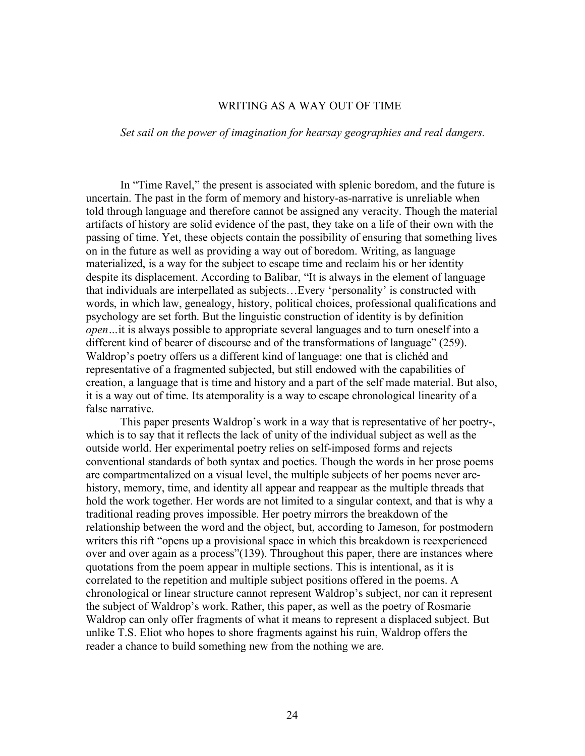# WRITING AS A WAY OUT OF TIME

*Set sail on the power of imagination for hearsay geographies and real dangers.*

In "Time Ravel," the present is associated with splenic boredom, and the future is uncertain. The past in the form of memory and history-as-narrative is unreliable when told through language and therefore cannot be assigned any veracity. Though the material artifacts of history are solid evidence of the past, they take on a life of their own with the passing of time. Yet, these objects contain the possibility of ensuring that something lives on in the future as well as providing a way out of boredom. Writing, as language materialized, is a way for the subject to escape time and reclaim his or her identity despite its displacement. According to Balibar, "It is always in the element of language that individuals are interpellated as subjects…Every 'personality' is constructed with words, in which law, genealogy, history, political choices, professional qualifications and psychology are set forth. But the linguistic construction of identity is by definition *open*…it is always possible to appropriate several languages and to turn oneself into a different kind of bearer of discourse and of the transformations of language" (259). Waldrop's poetry offers us a different kind of language: one that is clichéd and representative of a fragmented subjected, but still endowed with the capabilities of creation, a language that is time and history and a part of the self made material. But also, it is a way out of time. Its atemporality is a way to escape chronological linearity of a false narrative.

This paper presents Waldrop's work in a way that is representative of her poetry-, which is to say that it reflects the lack of unity of the individual subject as well as the outside world. Her experimental poetry relies on self-imposed forms and rejects conventional standards of both syntax and poetics. Though the words in her prose poems are compartmentalized on a visual level, the multiple subjects of her poems never are- history, memory, time, and identity all appear and reappear as the multiple threads that hold the work together. Her words are not limited to a singular context, and that is why a traditional reading proves impossible. Her poetry mirrors the breakdown of the relationship between the word and the object, but, according to Jameson, for postmodern writers this rift "opens up a provisional space in which this breakdown is reexperienced over and over again as a process"(139). Throughout this paper, there are instances where quotations from the poem appear in multiple sections. This is intentional, as it is correlated to the repetition and multiple subject positions offered in the poems. A chronological or linear structure cannot represent Waldrop's subject, nor can it represent the subject of Waldrop's work. Rather, this paper, as well as the poetry of Rosmarie Waldrop can only offer fragments of what it means to represent a displaced subject. But unlike T.S. Eliot who hopes to shore fragments against his ruin, Waldrop offers the reader a chance to build something new from the nothing we are.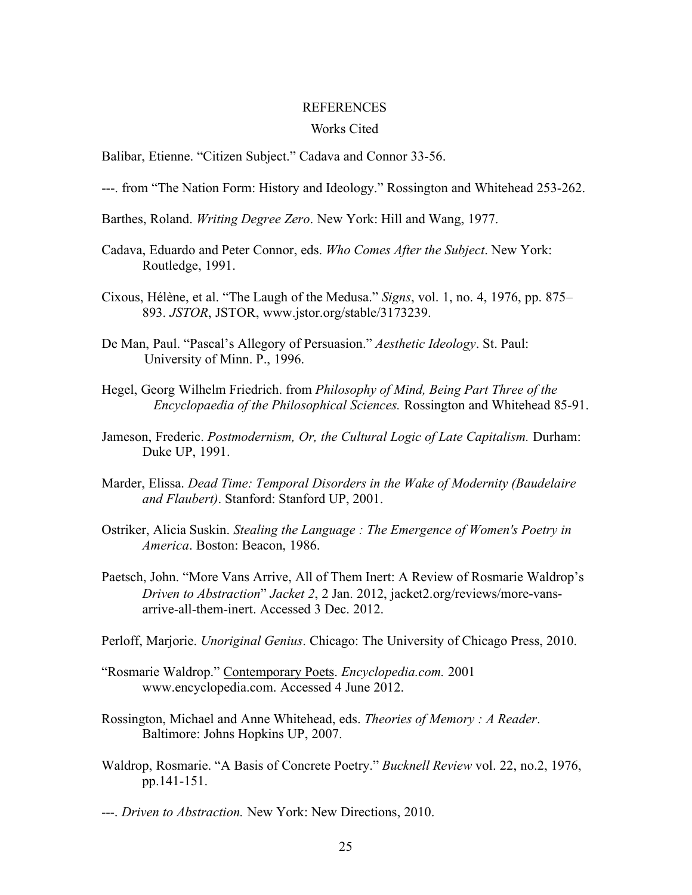# REFERENCES

## Works Cited

Balibar, Etienne. “Citizen Subject.” Cadava and Connor 33-56.

---. from “The Nation Form: History and Ideology.” Rossington and Whitehead 253-262.

Barthes, Roland. *Writing Degree Zero*. New York: Hill and Wang, 1977.

Cadava, Eduardo and Peter Connor, eds. *Who Comes After the Subject*. New York: Routledge, 1991.

Cixous, Hélène, et al. “The Laugh of the Medusa.” *Signs*, vol. 1, no. 4, 1976, pp. 875–893. *JSTOR*, JSTOR, www.jstor.org/stable/3173239.

De Man, Paul. “Pascal’s Allegory of Persuasion.” *Aesthetic Ideology*. St. Paul: University of Minn. P., 1996.

Hegel, Georg Wilhelm Friedrich. from *Philosophy of Mind, Being Part Three of the Encyclopaedia of the Philosophical Sciences.* Rossington and Whitehead 85-91.

Jameson, Frederic. *Postmodernism, Or, the Cultural Logic of Late Capitalism.* Durham: Duke UP, 1991.

Marder, Elissa. *Dead Time: Temporal Disorders in the Wake of Modernity (Baudelaire and Flaubert)*. Stanford: Stanford UP, 2001.

Ostriker, Alicia Suskin. *Stealing the Language : The Emergence of Women's Poetry in America*. Boston: Beacon, 1986.

Paetsch, John. “More Vans Arrive, All of Them Inert: A Review of Rosmarie Waldrop’s *Driven to Abstraction*” *Jacket 2*, 2 Jan. 2012, jacket2.org/reviews/more-vans-arrive-all-them-inert. Accessed 3 Dec. 2012.

Perloff, Marjorie. *Unoriginal Genius*. Chicago: The University of Chicago Press, 2010.

“Rosmarie Waldrop.” Contemporary Poets. *Encyclopedia.com.* 2001 www.encyclopedia.com. Accessed 4 June 2012.

Rossington, Michael and Anne Whitehead, eds. *Theories of Memory : A Reader*. Baltimore: Johns Hopkins UP, 2007.

Waldrop, Rosmarie. “A Basis of Concrete Poetry.” *Bucknell Review* vol. 22, no.2, 1976, pp.141-151.

---. *Driven to Abstraction.* New York: New Directions, 2010.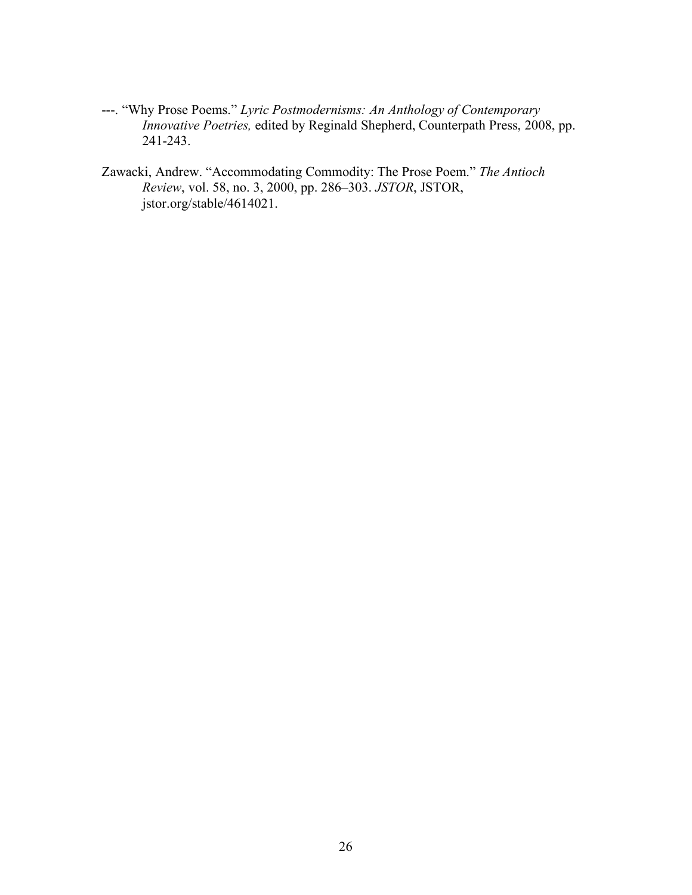---. “Why Prose Poems.” *Lyric Postmodernisms: An Anthology of Contemporary Innovative Poetries,* edited by Reginald Shepherd, Counterpath Press, 2008, pp. 241-243.

Zawacki, Andrew. “Accommodating Commodity: The Prose Poem.” *The Antioch Review*, vol. 58, no. 3, 2000, pp. 286–303. *JSTOR*, JSTOR, jstor.org/stable/4614021.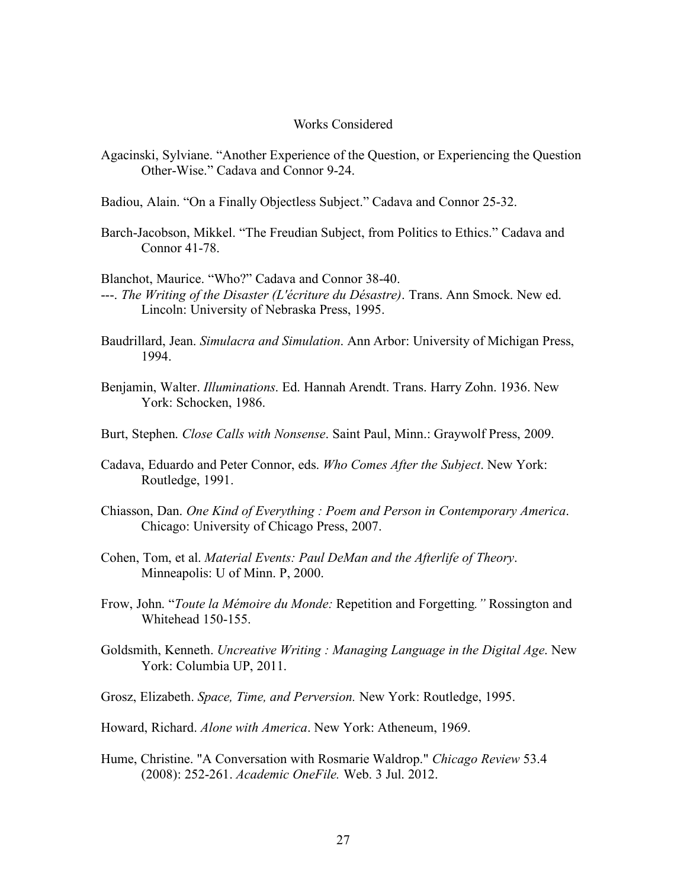# Works Considered

Agacinski, Sylviane. “Another Experience of the Question, or Experiencing the Question Other-Wise.” Cadava and Connor 9-24.

Badiou, Alain. “On a Finally Objectless Subject.” Cadava and Connor 25-32.

Barch-Jacobson, Mikkel. “The Freudian Subject, from Politics to Ethics.” Cadava and Connor 41-78.

Blanchot, Maurice. “Who?” Cadava and Connor 38-40.
---. *The Writing of the Disaster (L'écriture du Désastre)*. Trans. Ann Smock. New ed. Lincoln: University of Nebraska Press, 1995.

Baudrillard, Jean. *Simulacra and Simulation*. Ann Arbor: University of Michigan Press, 1994.

Benjamin, Walter. *Illuminations*. Ed. Hannah Arendt. Trans. Harry Zohn. 1936. New York: Schocken, 1986.

Burt, Stephen. *Close Calls with Nonsense*. Saint Paul, Minn.: Graywolf Press, 2009.

Cadava, Eduardo and Peter Connor, eds. *Who Comes After the Subject*. New York: Routledge, 1991.

Chiasson, Dan. *One Kind of Everything : Poem and Person in Contemporary America*. Chicago: University of Chicago Press, 2007.

Cohen, Tom, et al. *Material Events: Paul DeMan and the Afterlife of Theory*. Minneapolis: U of Minn. P, 2000.

Frow, John. “*Toute la Mémoire du Monde:* Repetition and Forgetting*.”* Rossington and Whitehead 150-155.

Goldsmith, Kenneth. *Uncreative Writing : Managing Language in the Digital Age*. New York: Columbia UP, 2011.

Grosz, Elizabeth. *Space, Time, and Perversion.* New York: Routledge, 1995.

Howard, Richard. *Alone with America*. New York: Atheneum, 1969.

Hume, Christine. "A Conversation with Rosmarie Waldrop." *Chicago Review* 53.4 (2008): 252-261. *Academic OneFile.* Web. 3 Jul. 2012.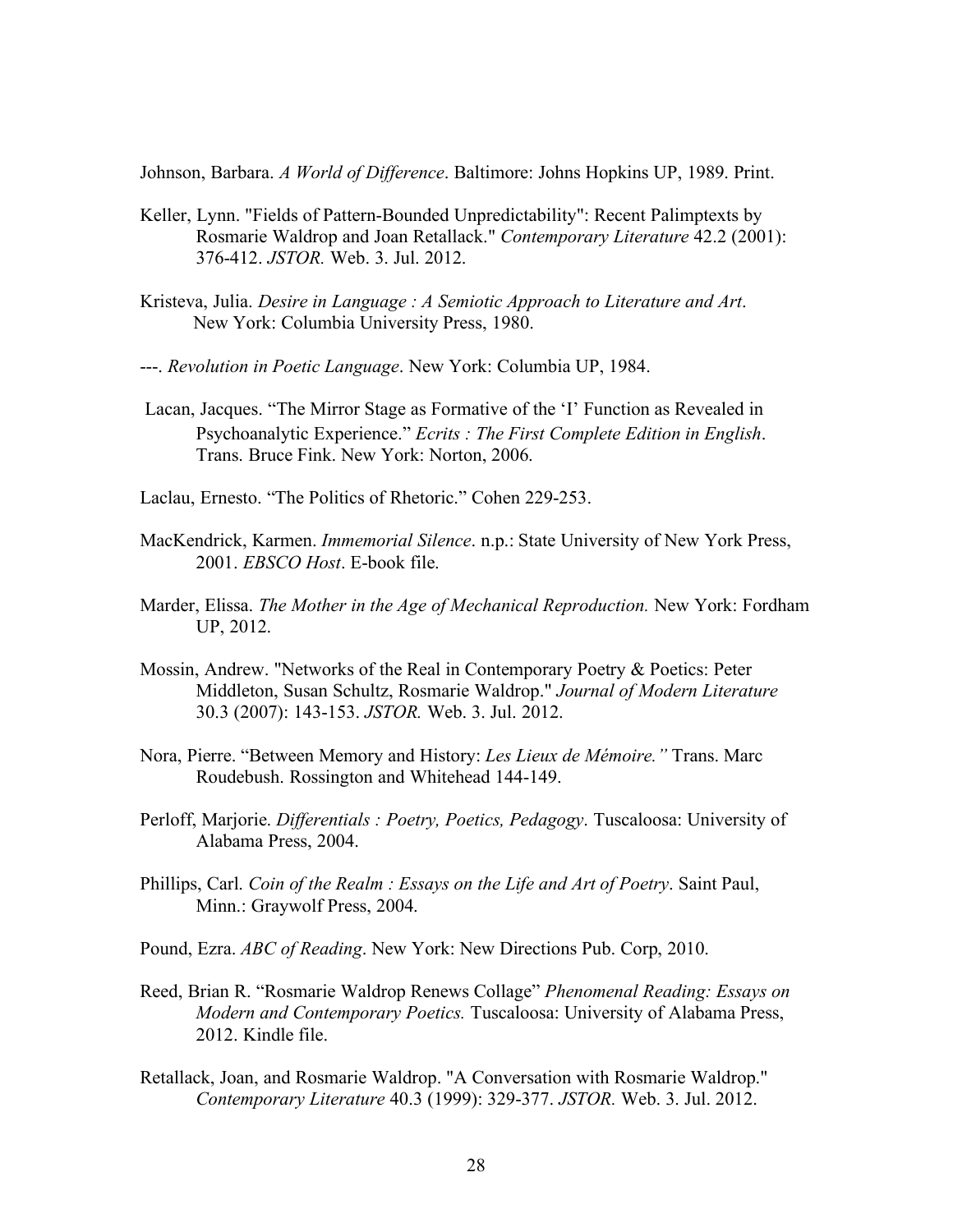Johnson, Barbara. *A World of Difference*. Baltimore: Johns Hopkins UP, 1989. Print.

Keller, Lynn. "Fields of Pattern-Bounded Unpredictability": Recent Palimptexts by Rosmarie Waldrop and Joan Retallack." *Contemporary Literature* 42.2 (2001): 376-412. *JSTOR.* Web. 3. Jul. 2012.

Kristeva, Julia. *Desire in Language : A Semiotic Approach to Literature and Art*. New York: Columbia University Press, 1980.

---. *Revolution in Poetic Language*. New York: Columbia UP, 1984.

Lacan, Jacques. "The Mirror Stage as Formative of the 'I' Function as Revealed in Psychoanalytic Experience." *Ecrits : The First Complete Edition in English*. Trans. Bruce Fink. New York: Norton, 2006.

Laclau, Ernesto. "The Politics of Rhetoric." Cohen 229-253.

MacKendrick, Karmen. *Immemorial Silence*. n.p.: State University of New York Press, 2001. *EBSCO Host*. E-book file.

Marder, Elissa. *The Mother in the Age of Mechanical Reproduction.* New York: Fordham UP, 2012.

Mossin, Andrew. "Networks of the Real in Contemporary Poetry & Poetics: Peter Middleton, Susan Schultz, Rosmarie Waldrop." *Journal of Modern Literature* 30.3 (2007): 143-153. *JSTOR.* Web. 3. Jul. 2012.

Nora, Pierre. "Between Memory and History: *Les Lieux de Mémoire."* Trans. Marc Roudebush. Rossington and Whitehead 144-149.

Perloff, Marjorie. *Differentials : Poetry, Poetics, Pedagogy*. Tuscaloosa: University of Alabama Press, 2004.

Phillips, Carl. *Coin of the Realm : Essays on the Life and Art of Poetry*. Saint Paul, Minn.: Graywolf Press, 2004.

Pound, Ezra. *ABC of Reading*. New York: New Directions Pub. Corp, 2010.

Reed, Brian R. "Rosmarie Waldrop Renews Collage" *Phenomenal Reading: Essays on Modern and Contemporary Poetics.* Tuscaloosa: University of Alabama Press, 2012. Kindle file.

Retallack, Joan, and Rosmarie Waldrop. "A Conversation with Rosmarie Waldrop." *Contemporary Literature* 40.3 (1999): 329-377. *JSTOR.* Web. 3. Jul. 2012.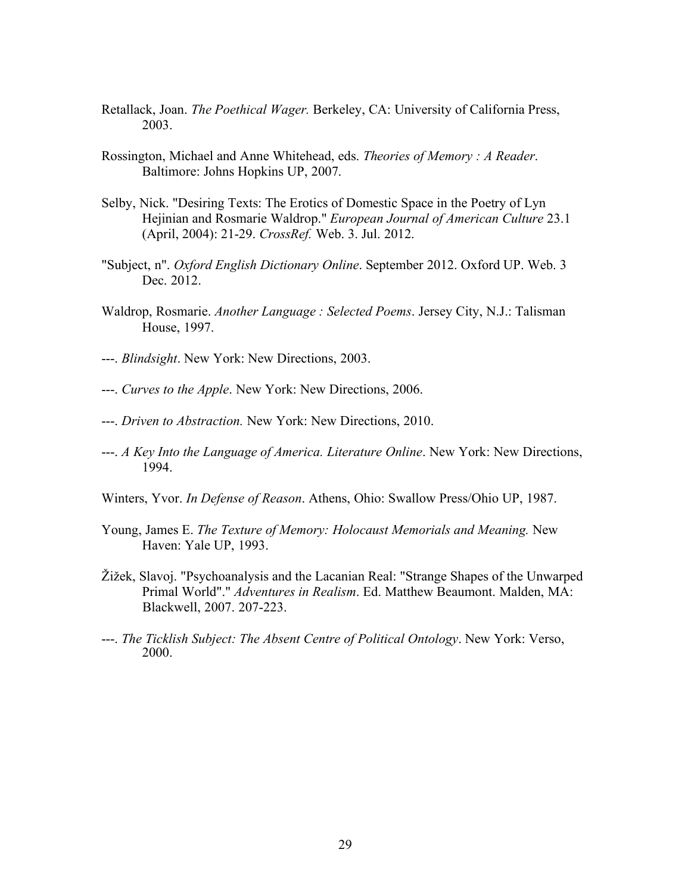Retallack, Joan. *The Poethical Wager.* Berkeley, CA: University of California Press, 2003.

Rossington, Michael and Anne Whitehead, eds. *Theories of Memory : A Reader*. Baltimore: Johns Hopkins UP, 2007.

Selby, Nick. "Desiring Texts: The Erotics of Domestic Space in the Poetry of Lyn Hejinian and Rosmarie Waldrop." *European Journal of American Culture* 23.1 (April, 2004): 21-29. *CrossRef.* Web. 3. Jul. 2012.

"Subject, n". *Oxford English Dictionary Online*. September 2012. Oxford UP. Web. 3 Dec. 2012.

Waldrop, Rosmarie. *Another Language : Selected Poems*. Jersey City, N.J.: Talisman House, 1997.

---. *Blindsight*. New York: New Directions, 2003.

---. *Curves to the Apple*. New York: New Directions, 2006.

---. *Driven to Abstraction.* New York: New Directions, 2010.

---. *A Key Into the Language of America. Literature Online*. New York: New Directions, 1994.

Winters, Yvor. *In Defense of Reason*. Athens, Ohio: Swallow Press/Ohio UP, 1987.

Young, James E. *The Texture of Memory: Holocaust Memorials and Meaning.* New Haven: Yale UP, 1993.

Žižek, Slavoj. "Psychoanalysis and the Lacanian Real: "Strange Shapes of the Unwarped Primal World"." *Adventures in Realism*. Ed. Matthew Beaumont. Malden, MA: Blackwell, 2007. 207-223.

---. *The Ticklish Subject: The Absent Centre of Political Ontology*. New York: Verso, 2000.